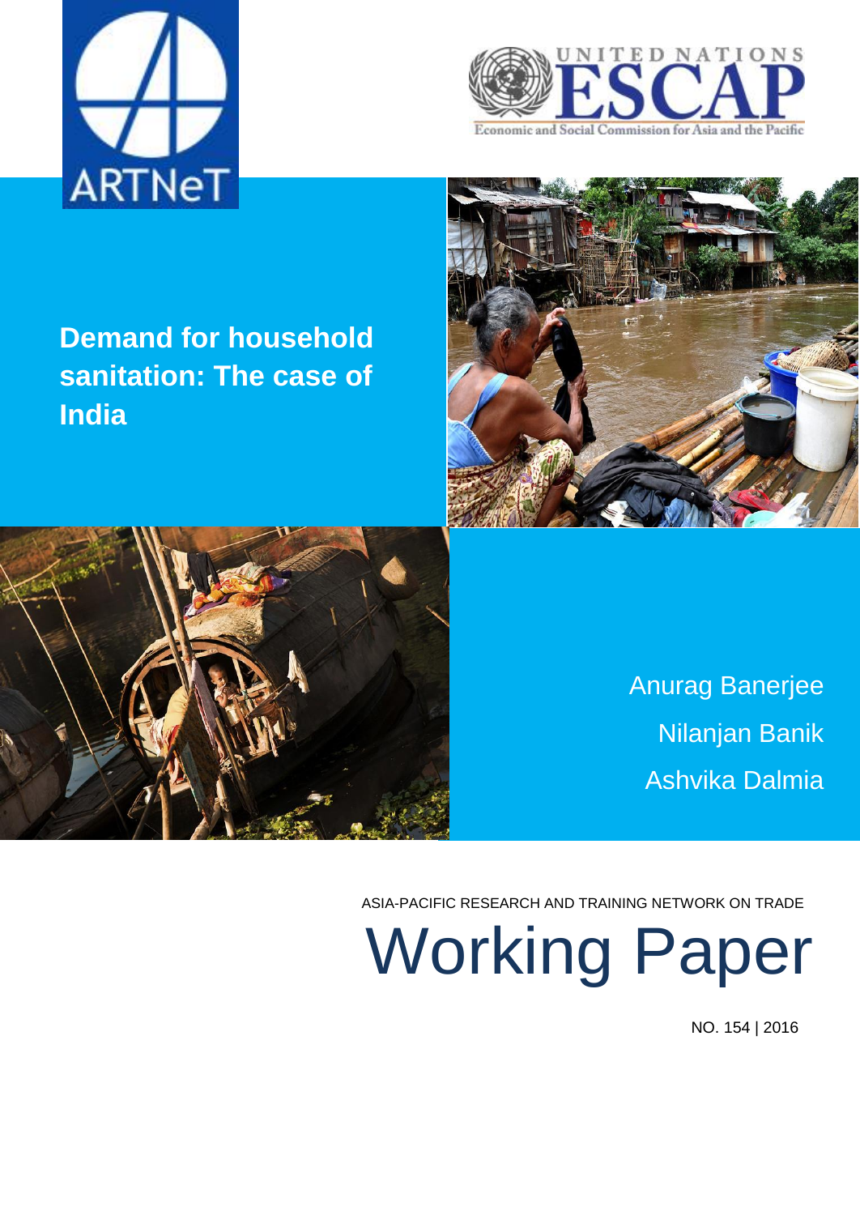ARTNeT

UNITED NATIONS ESCAP

Economic and Social Commission for Asia and the Pacific

# Demand for household sanitation: The case of India

Anurag Banerjee

Nilanjan Banik

Ashvika Dalmia

ASIA-PACIFIC RESEARCH AND TRAINING NETWORK ON TRADE

# Working Paper

NO. 154 | 2016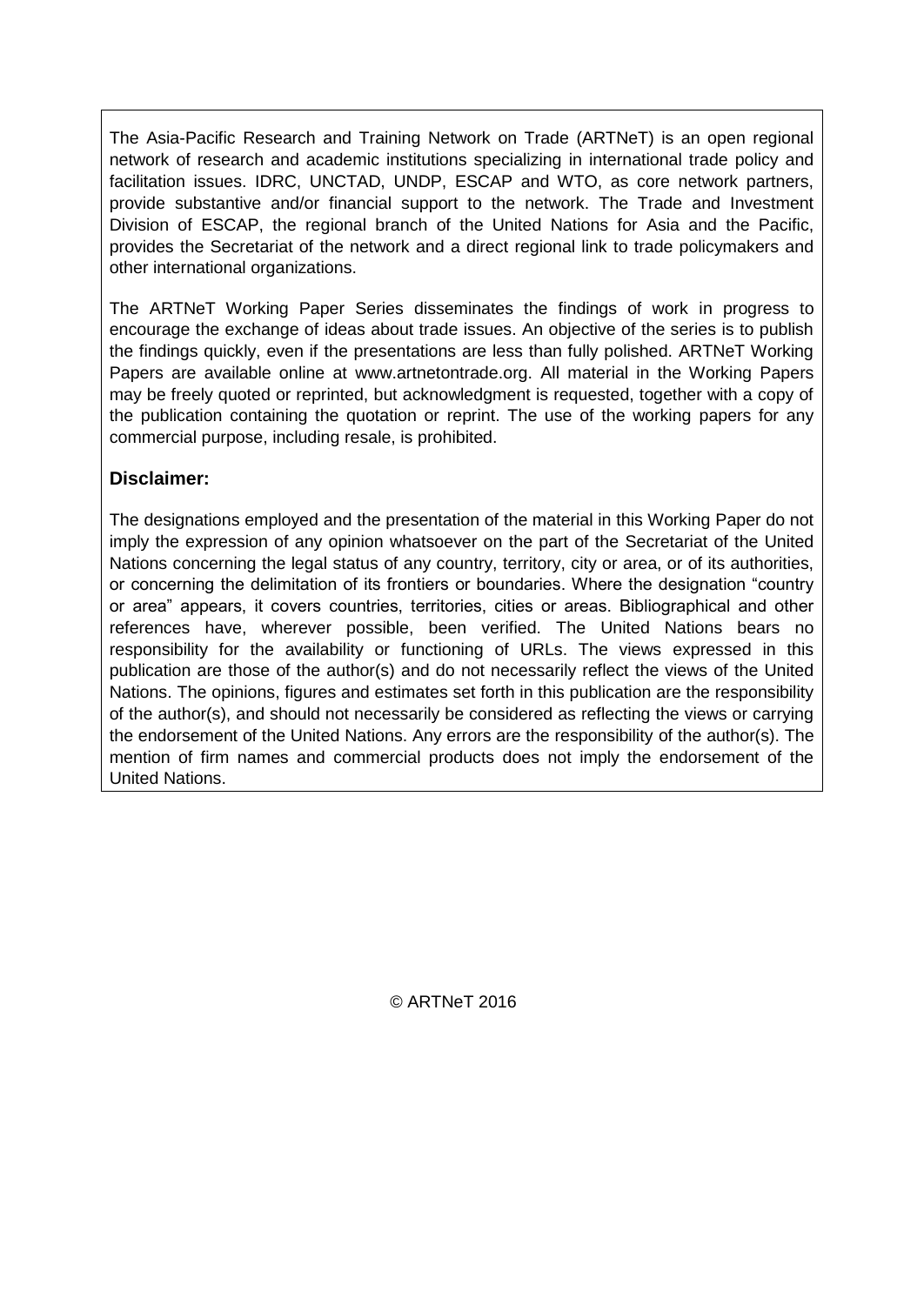The Asia-Pacific Research and Training Network on Trade (ARTNeT) is an open regional network of research and academic institutions specializing in international trade policy and facilitation issues. IDRC, UNCTAD, UNDP, ESCAP and WTO, as core network partners, provide substantive and/or financial support to the network. The Trade and Investment Division of ESCAP, the regional branch of the United Nations for Asia and the Pacific, provides the Secretariat of the network and a direct regional link to trade policymakers and other international organizations.

The ARTNeT Working Paper Series disseminates the findings of work in progress to encourage the exchange of ideas about trade issues. An objective of the series is to publish the findings quickly, even if the presentations are less than fully polished. ARTNeT Working Papers are available online at www.artnetontrade.org. All material in the Working Papers may be freely quoted or reprinted, but acknowledgment is requested, together with a copy of the publication containing the quotation or reprint. The use of the working papers for any commercial purpose, including resale, is prohibited.

**Disclaimer:**

The designations employed and the presentation of the material in this Working Paper do not imply the expression of any opinion whatsoever on the part of the Secretariat of the United Nations concerning the legal status of any country, territory, city or area, or of its authorities, or concerning the delimitation of its frontiers or boundaries. Where the designation "country or area" appears, it covers countries, territories, cities or areas. Bibliographical and other references have, wherever possible, been verified. The United Nations bears no responsibility for the availability or functioning of URLs. The views expressed in this publication are those of the author(s) and do not necessarily reflect the views of the United Nations. The opinions, figures and estimates set forth in this publication are the responsibility of the author(s), and should not necessarily be considered as reflecting the views or carrying the endorsement of the United Nations. Any errors are the responsibility of the author(s). The mention of firm names and commercial products does not imply the endorsement of the United Nations.

© ARTNeT 2016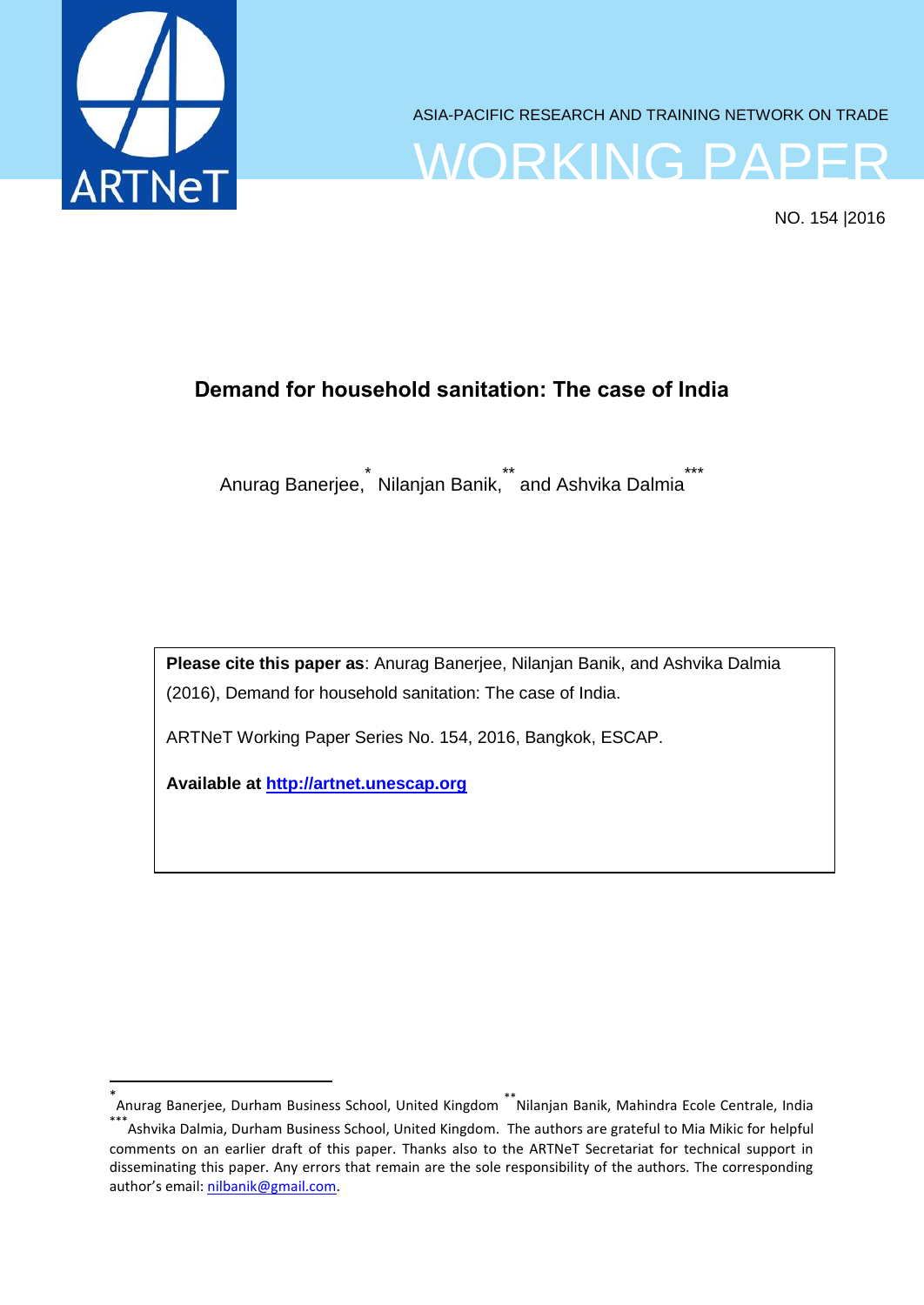ASIA-PACIFIC RESEARCH AND TRAINING NETWORK ON TRADE

# WORKING PAPER

NO. 154 |2016

## Demand for household sanitation: The case of India

Anurag Banerjee,[*] Nilanjan Banik,[**] and Ashvika Dalmia[***]

**Please cite this paper as**: Anurag Banerjee, Nilanjan Banik, and Ashvika Dalmia (2016), Demand for household sanitation: The case of India.

ARTNeT Working Paper Series No. 154, 2016, Bangkok, ESCAP.

**Available at** http://artnet.unescap.org

---

[*] Anurag Banerjee, Durham Business School, United Kingdom [**] Nilanjan Banik, Mahindra Ecole Centrale, India [***] Ashvika Dalmia, Durham Business School, United Kingdom. The authors are grateful to Mia Mikic for helpful comments on an earlier draft of this paper. Thanks also to the ARTNeT Secretariat for technical support in disseminating this paper. Any errors that remain are the sole responsibility of the authors. The corresponding author's email: nilbanik@gmail.com.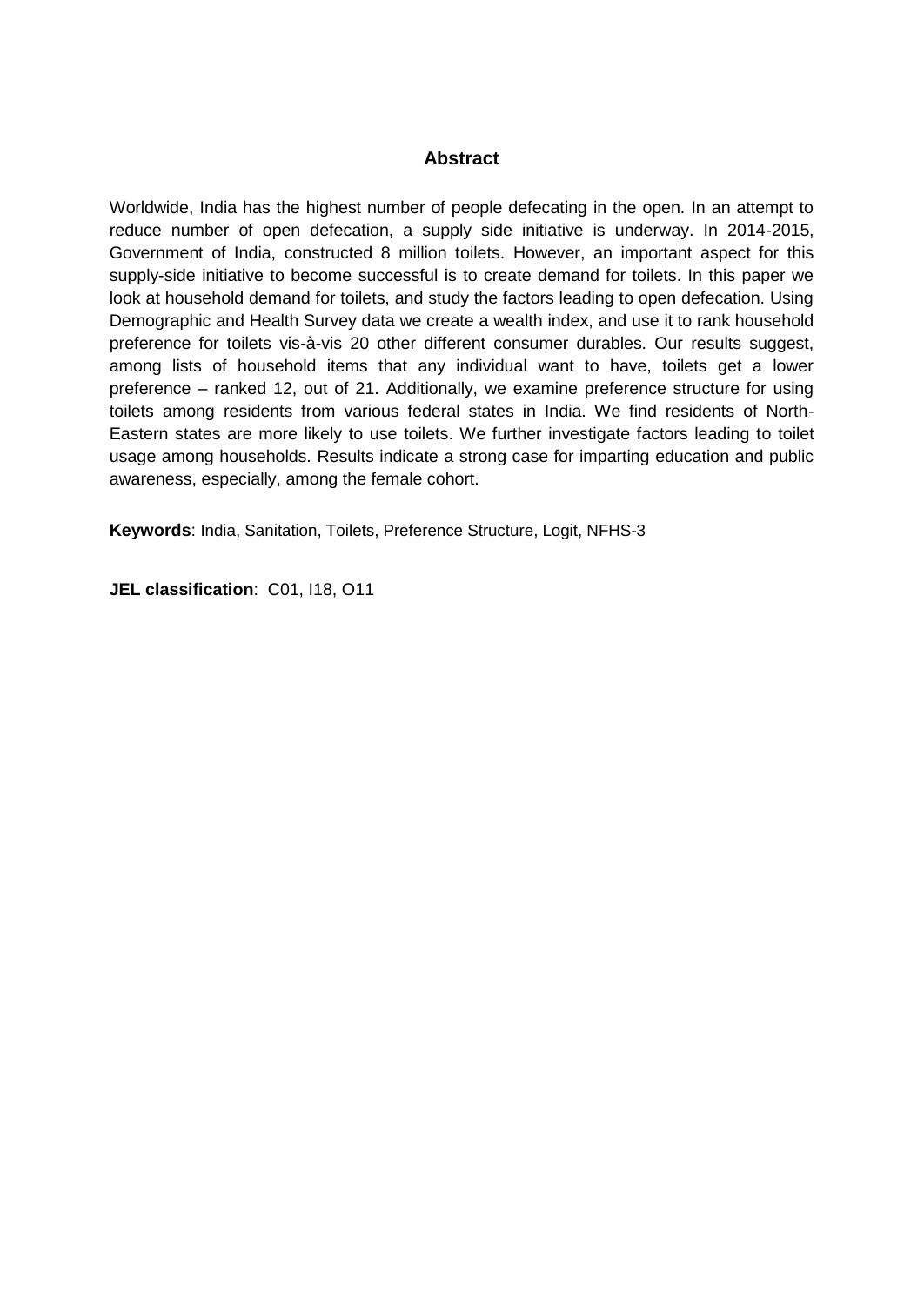## Abstract

Worldwide, India has the highest number of people defecating in the open. In an attempt to reduce number of open defecation, a supply side initiative is underway. In 2014-2015, Government of India, constructed 8 million toilets. However, an important aspect for this supply-side initiative to become successful is to create demand for toilets. In this paper we look at household demand for toilets, and study the factors leading to open defecation. Using Demographic and Health Survey data we create a wealth index, and use it to rank household preference for toilets vis-à-vis 20 other different consumer durables. Our results suggest, among lists of household items that any individual want to have, toilets get a lower preference – ranked 12, out of 21. Additionally, we examine preference structure for using toilets among residents from various federal states in India. We find residents of North-Eastern states are more likely to use toilets. We further investigate factors leading to toilet usage among households. Results indicate a strong case for imparting education and public awareness, especially, among the female cohort.

**Keywords**: India, Sanitation, Toilets, Preference Structure, Logit, NFHS-3

**JEL classification**: C01, I18, O11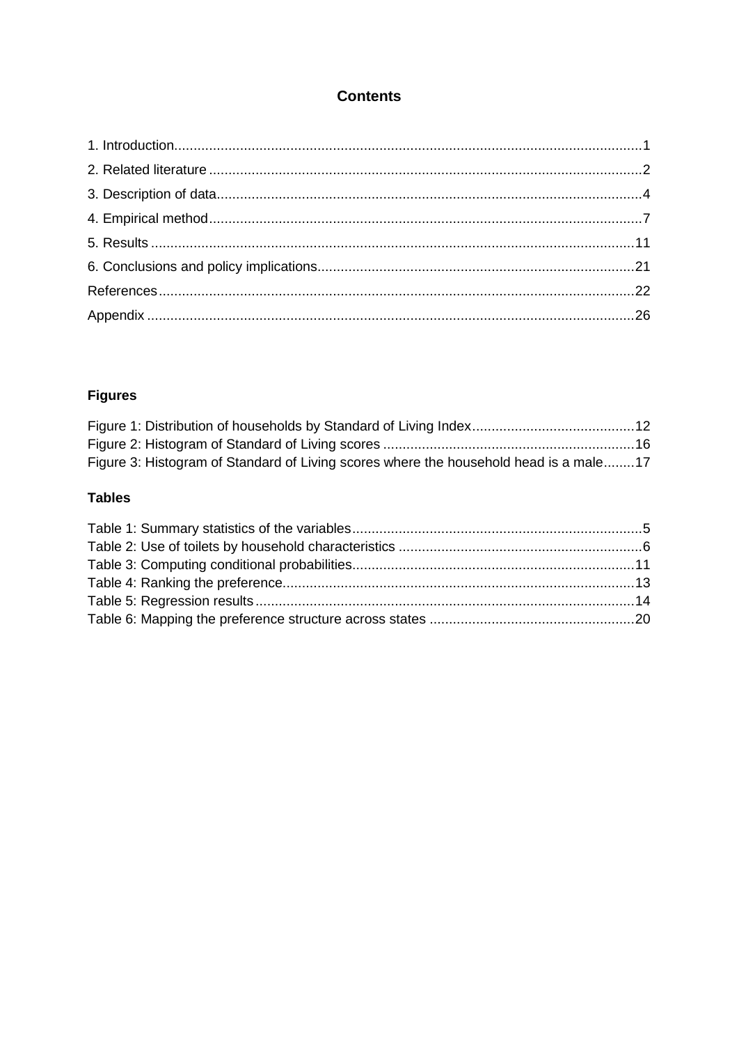# Contents

1. Introduction........................................................................................................................1
2. Related literature ...............................................................................................................2
3. Description of data.............................................................................................................4
4. Empirical method...............................................................................................................7
5. Results ............................................................................................................................11
6. Conclusions and policy implications.................................................................................21

References..........................................................................................................................22

Appendix .............................................................................................................................26

## Figures

Figure 1: Distribution of households by Standard of Living Index..........................................12
Figure 2: Histogram of Standard of Living scores .................................................................16
Figure 3: Histogram of Standard of Living scores where the household head is a male........17

## Tables

Table 1: Summary statistics of the variables..........................................................................5
Table 2: Use of toilets by household characteristics ...............................................................6
Table 3: Computing conditional probabilities.........................................................................11
Table 4: Ranking the preference...........................................................................................13
Table 5: Regression results..................................................................................................14
Table 6: Mapping the preference structure across states .....................................................20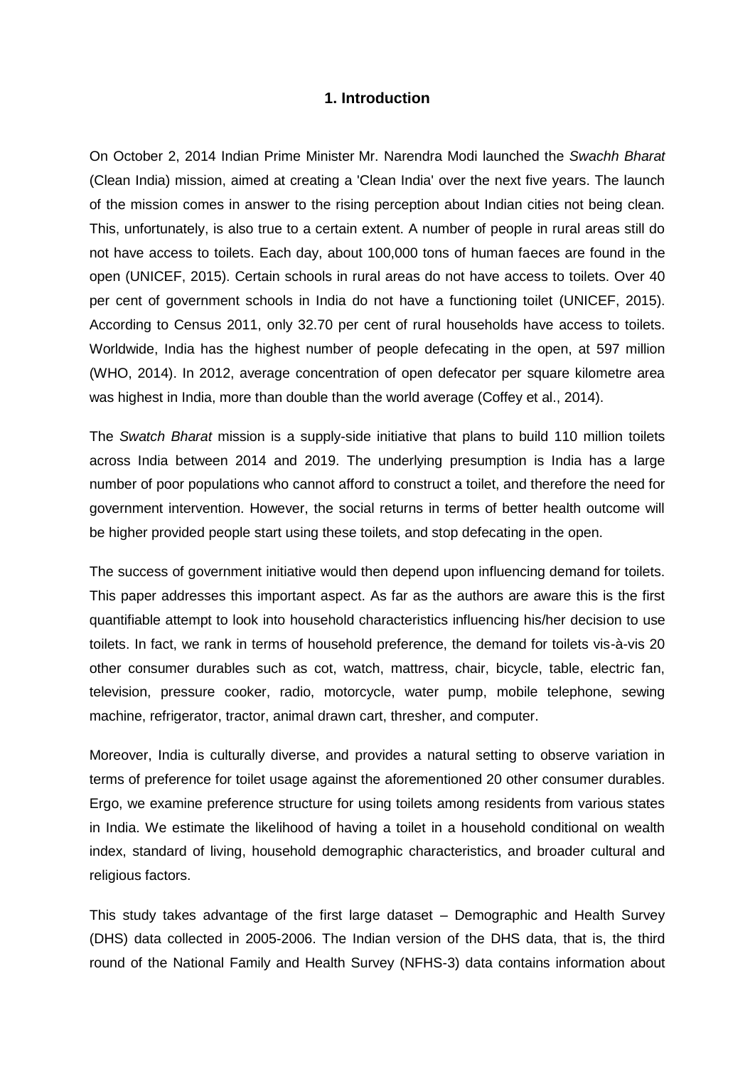## 1. Introduction

On October 2, 2014 Indian Prime Minister Mr. Narendra Modi launched the *Swachh Bharat* (Clean India) mission, aimed at creating a 'Clean India' over the next five years. The launch of the mission comes in answer to the rising perception about Indian cities not being clean. This, unfortunately, is also true to a certain extent. A number of people in rural areas still do not have access to toilets. Each day, about 100,000 tons of human faeces are found in the open (UNICEF, 2015). Certain schools in rural areas do not have access to toilets. Over 40 per cent of government schools in India do not have a functioning toilet (UNICEF, 2015). According to Census 2011, only 32.70 per cent of rural households have access to toilets. Worldwide, India has the highest number of people defecating in the open, at 597 million (WHO, 2014). In 2012, average concentration of open defecator per square kilometre area was highest in India, more than double than the world average (Coffey et al., 2014).

The *Swatch Bharat* mission is a supply-side initiative that plans to build 110 million toilets across India between 2014 and 2019. The underlying presumption is India has a large number of poor populations who cannot afford to construct a toilet, and therefore the need for government intervention. However, the social returns in terms of better health outcome will be higher provided people start using these toilets, and stop defecating in the open.

The success of government initiative would then depend upon influencing demand for toilets. This paper addresses this important aspect. As far as the authors are aware this is the first quantifiable attempt to look into household characteristics influencing his/her decision to use toilets. In fact, we rank in terms of household preference, the demand for toilets vis-à-vis 20 other consumer durables such as cot, watch, mattress, chair, bicycle, table, electric fan, television, pressure cooker, radio, motorcycle, water pump, mobile telephone, sewing machine, refrigerator, tractor, animal drawn cart, thresher, and computer.

Moreover, India is culturally diverse, and provides a natural setting to observe variation in terms of preference for toilet usage against the aforementioned 20 other consumer durables. Ergo, we examine preference structure for using toilets among residents from various states in India. We estimate the likelihood of having a toilet in a household conditional on wealth index, standard of living, household demographic characteristics, and broader cultural and religious factors.

This study takes advantage of the first large dataset – Demographic and Health Survey (DHS) data collected in 2005-2006. The Indian version of the DHS data, that is, the third round of the National Family and Health Survey (NFHS-3) data contains information about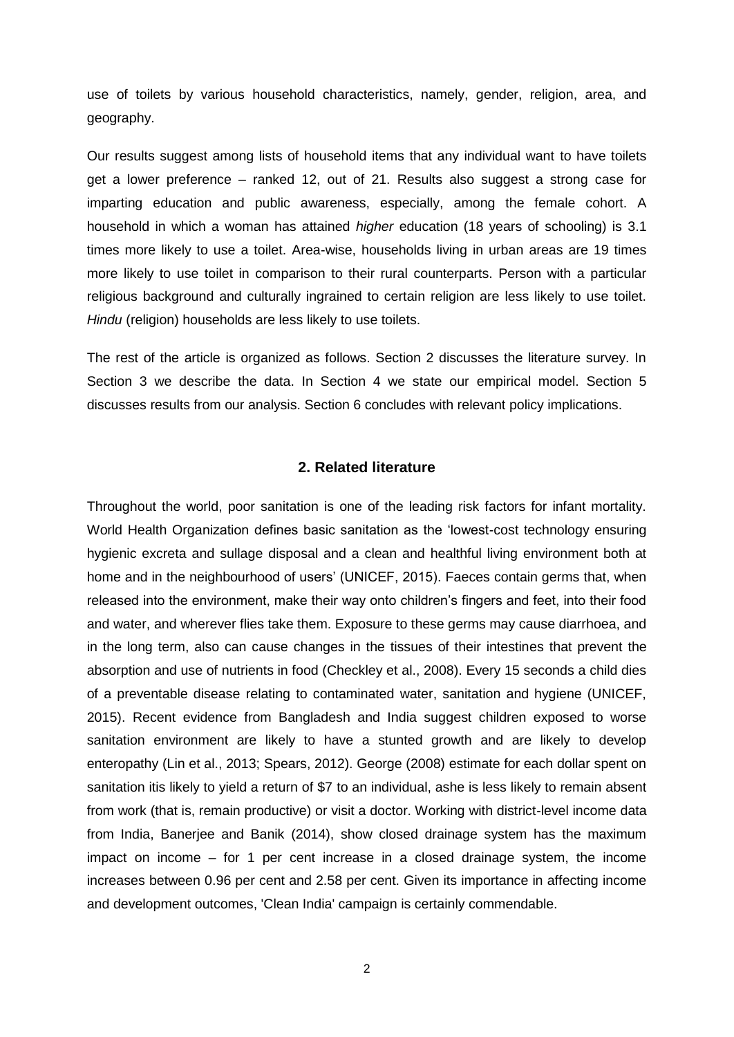use of toilets by various household characteristics, namely, gender, religion, area, and geography.

Our results suggest among lists of household items that any individual want to have toilets get a lower preference – ranked 12, out of 21. Results also suggest a strong case for imparting education and public awareness, especially, among the female cohort. A household in which a woman has attained *higher* education (18 years of schooling) is 3.1 times more likely to use a toilet. Area-wise, households living in urban areas are 19 times more likely to use toilet in comparison to their rural counterparts. Person with a particular religious background and culturally ingrained to certain religion are less likely to use toilet. *Hindu* (religion) households are less likely to use toilets.

The rest of the article is organized as follows. Section 2 discusses the literature survey. In Section 3 we describe the data. In Section 4 we state our empirical model. Section 5 discusses results from our analysis. Section 6 concludes with relevant policy implications.

## 2. Related literature

Throughout the world, poor sanitation is one of the leading risk factors for infant mortality. World Health Organization defines basic sanitation as the 'lowest-cost technology ensuring hygienic excreta and sullage disposal and a clean and healthful living environment both at home and in the neighbourhood of users' (UNICEF, 2015). Faeces contain germs that, when released into the environment, make their way onto children's fingers and feet, into their food and water, and wherever flies take them. Exposure to these germs may cause diarrhoea, and in the long term, also can cause changes in the tissues of their intestines that prevent the absorption and use of nutrients in food (Checkley et al., 2008). Every 15 seconds a child dies of a preventable disease relating to contaminated water, sanitation and hygiene (UNICEF, 2015). Recent evidence from Bangladesh and India suggest children exposed to worse sanitation environment are likely to have a stunted growth and are likely to develop enteropathy (Lin et al., 2013; Spears, 2012). George (2008) estimate for each dollar spent on sanitation itis likely to yield a return of $7 to an individual, ashe is less likely to remain absent from work (that is, remain productive) or visit a doctor. Working with district-level income data from India, Banerjee and Banik (2014), show closed drainage system has the maximum impact on income – for 1 per cent increase in a closed drainage system, the income increases between 0.96 per cent and 2.58 per cent. Given its importance in affecting income and development outcomes, 'Clean India' campaign is certainly commendable.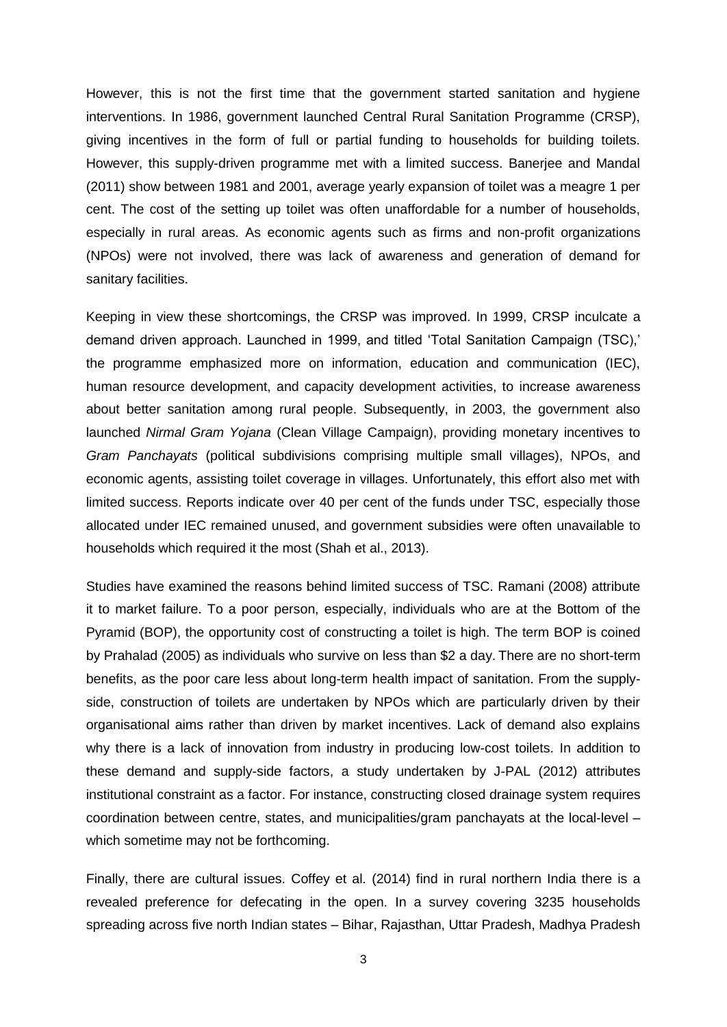However, this is not the first time that the government started sanitation and hygiene interventions. In 1986, government launched Central Rural Sanitation Programme (CRSP), giving incentives in the form of full or partial funding to households for building toilets. However, this supply-driven programme met with a limited success. Banerjee and Mandal (2011) show between 1981 and 2001, average yearly expansion of toilet was a meagre 1 per cent. The cost of the setting up toilet was often unaffordable for a number of households, especially in rural areas. As economic agents such as firms and non-profit organizations (NPOs) were not involved, there was lack of awareness and generation of demand for sanitary facilities.

Keeping in view these shortcomings, the CRSP was improved. In 1999, CRSP inculcate a demand driven approach. Launched in 1999, and titled 'Total Sanitation Campaign (TSC),' the programme emphasized more on information, education and communication (IEC), human resource development, and capacity development activities, to increase awareness about better sanitation among rural people. Subsequently, in 2003, the government also launched *Nirmal Gram Yojana* (Clean Village Campaign), providing monetary incentives to *Gram Panchayats* (political subdivisions comprising multiple small villages), NPOs, and economic agents, assisting toilet coverage in villages. Unfortunately, this effort also met with limited success. Reports indicate over 40 per cent of the funds under TSC, especially those allocated under IEC remained unused, and government subsidies were often unavailable to households which required it the most (Shah et al., 2013).

Studies have examined the reasons behind limited success of TSC. Ramani (2008) attribute it to market failure. To a poor person, especially, individuals who are at the Bottom of the Pyramid (BOP), the opportunity cost of constructing a toilet is high. The term BOP is coined by Prahalad (2005) as individuals who survive on less than $2 a day. There are no short-term benefits, as the poor care less about long-term health impact of sanitation. From the supply-side, construction of toilets are undertaken by NPOs which are particularly driven by their organisational aims rather than driven by market incentives. Lack of demand also explains why there is a lack of innovation from industry in producing low-cost toilets. In addition to these demand and supply-side factors, a study undertaken by J-PAL (2012) attributes institutional constraint as a factor. For instance, constructing closed drainage system requires coordination between centre, states, and municipalities/gram panchayats at the local-level – which sometime may not be forthcoming.

Finally, there are cultural issues. Coffey et al. (2014) find in rural northern India there is a revealed preference for defecating in the open. In a survey covering 3235 households spreading across five north Indian states – Bihar, Rajasthan, Uttar Pradesh, Madhya Pradesh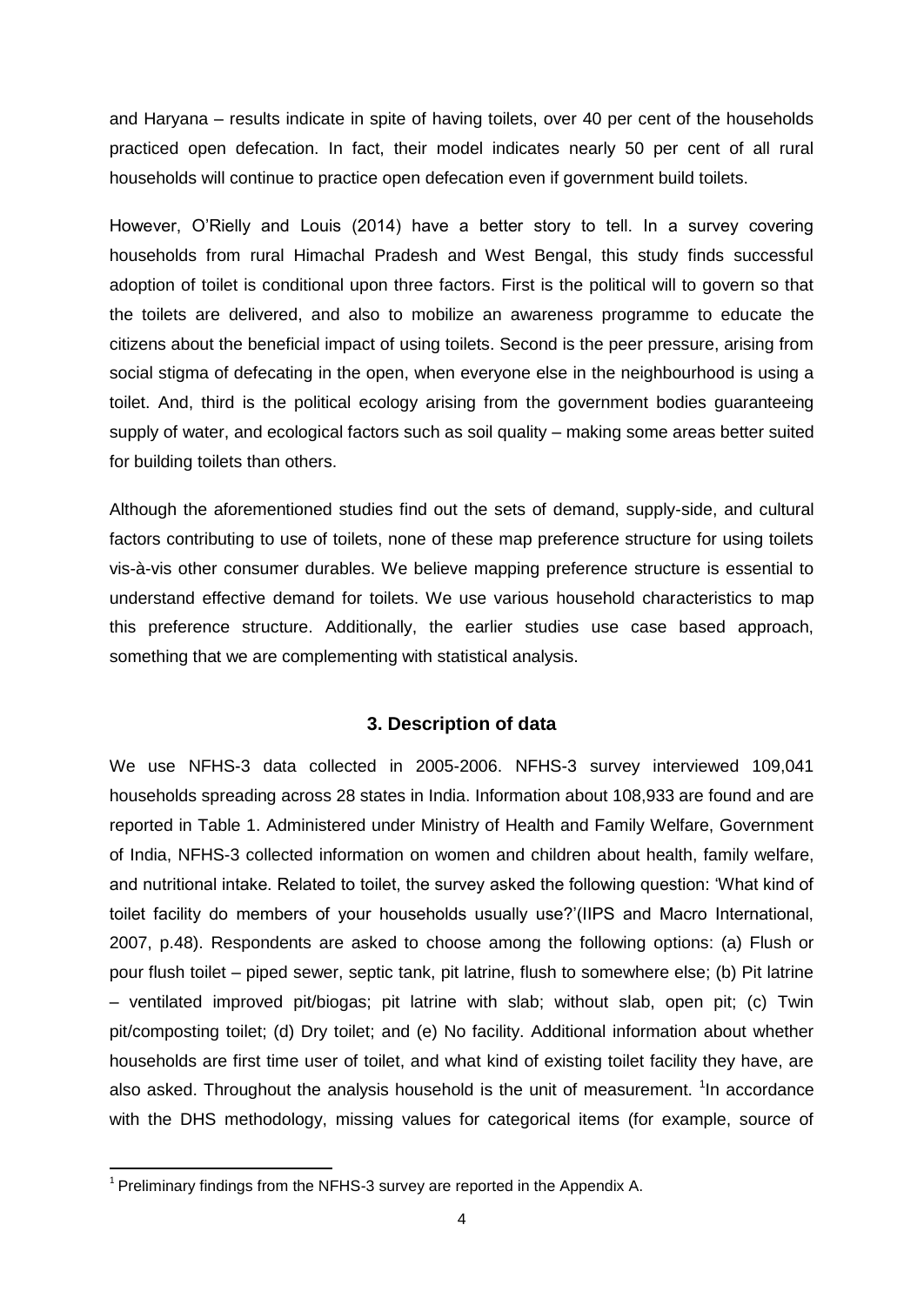and Haryana – results indicate in spite of having toilets, over 40 per cent of the households practiced open defecation. In fact, their model indicates nearly 50 per cent of all rural households will continue to practice open defecation even if government build toilets.

However, O'Rielly and Louis (2014) have a better story to tell. In a survey covering households from rural Himachal Pradesh and West Bengal, this study finds successful adoption of toilet is conditional upon three factors. First is the political will to govern so that the toilets are delivered, and also to mobilize an awareness programme to educate the citizens about the beneficial impact of using toilets. Second is the peer pressure, arising from social stigma of defecating in the open, when everyone else in the neighbourhood is using a toilet. And, third is the political ecology arising from the government bodies guaranteeing supply of water, and ecological factors such as soil quality – making some areas better suited for building toilets than others.

Although the aforementioned studies find out the sets of demand, supply-side, and cultural factors contributing to use of toilets, none of these map preference structure for using toilets vis-à-vis other consumer durables. We believe mapping preference structure is essential to understand effective demand for toilets. We use various household characteristics to map this preference structure. Additionally, the earlier studies use case based approach, something that we are complementing with statistical analysis.

## 3. Description of data

We use NFHS-3 data collected in 2005-2006. NFHS-3 survey interviewed 109,041 households spreading across 28 states in India. Information about 108,933 are found and are reported in Table 1. Administered under Ministry of Health and Family Welfare, Government of India, NFHS-3 collected information on women and children about health, family welfare, and nutritional intake. Related to toilet, the survey asked the following question: 'What kind of toilet facility do members of your households usually use?'(IIPS and Macro International, 2007, p.48). Respondents are asked to choose among the following options: (a) Flush or pour flush toilet – piped sewer, septic tank, pit latrine, flush to somewhere else; (b) Pit latrine – ventilated improved pit/biogas; pit latrine with slab; without slab, open pit; (c) Twin pit/composting toilet; (d) Dry toilet; and (e) No facility. Additional information about whether households are first time user of toilet, and what kind of existing toilet facility they have, are also asked. Throughout the analysis household is the unit of measurement. [1]In accordance with the DHS methodology, missing values for categorical items (for example, source of

[1] Preliminary findings from the NFHS-3 survey are reported in the Appendix A.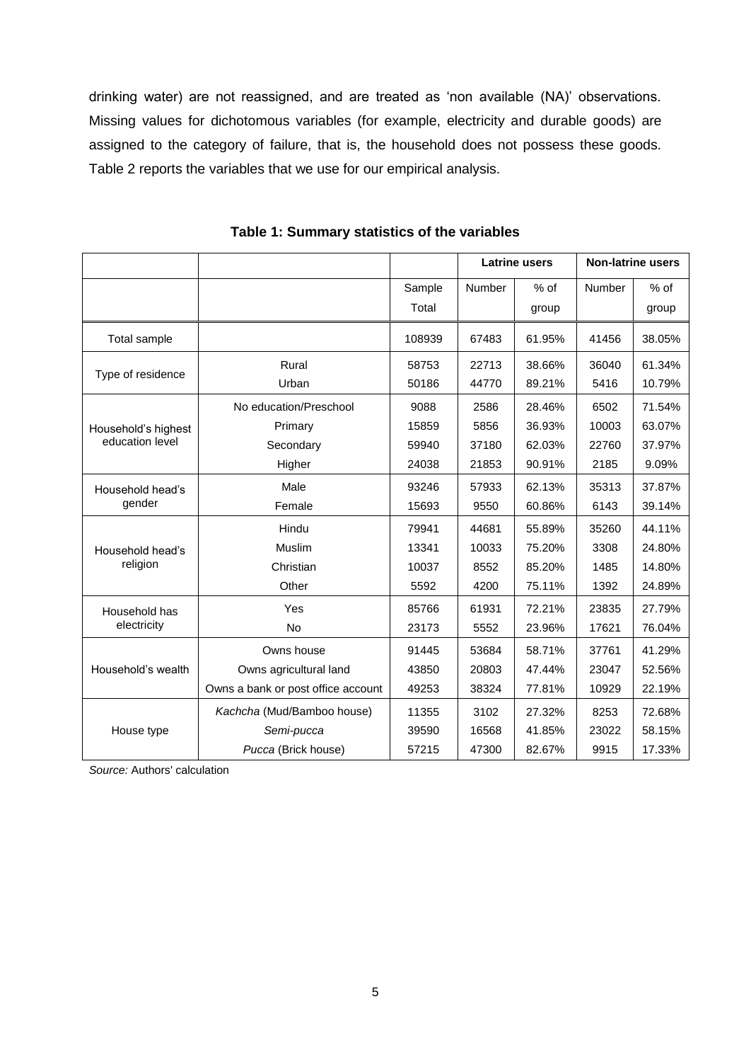drinking water) are not reassigned, and are treated as 'non available (NA)' observations. Missing values for dichotomous variables (for example, electricity and durable goods) are assigned to the category of failure, that is, the household does not possess these goods. Table 2 reports the variables that we use for our empirical analysis.

**Table 1: Summary statistics of the variables**

| | | | Latrine users | | Non-latrine users | |
|---|---|---|---|---|---|---|
| | | Sample Total | Number | % of group | Number | % of group |
| Total sample | | 108939 | 67483 | 61.95% | 41456 | 38.05% |
| Type of residence | Rural | 58753 | 22713 | 38.66% | 36040 | 61.34% |
| | Urban | 50186 | 44770 | 89.21% | 5416 | 10.79% |
| Household's highest education level | No education/Preschool | 9088 | 2586 | 28.46% | 6502 | 71.54% |
| | Primary | 15859 | 5856 | 36.93% | 10003 | 63.07% |
| | Secondary | 59940 | 37180 | 62.03% | 22760 | 37.97% |
| | Higher | 24038 | 21853 | 90.91% | 2185 | 9.09% |
| Household head's gender | Male | 93246 | 57933 | 62.13% | 35313 | 37.87% |
| | Female | 15693 | 9550 | 60.86% | 6143 | 39.14% |
| Household head's religion | Hindu | 79941 | 44681 | 55.89% | 35260 | 44.11% |
| | Muslim | 13341 | 10033 | 75.20% | 3308 | 24.80% |
| | Christian | 10037 | 8552 | 85.20% | 1485 | 14.80% |
| | Other | 5592 | 4200 | 75.11% | 1392 | 24.89% |
| Household has electricity | Yes | 85766 | 61931 | 72.21% | 23835 | 27.79% |
| | No | 23173 | 5552 | 23.96% | 17621 | 76.04% |
| Household's wealth | Owns house | 91445 | 53684 | 58.71% | 37761 | 41.29% |
| | Owns agricultural land | 43850 | 20803 | 47.44% | 23047 | 52.56% |
| | Owns a bank or post office account | 49253 | 38324 | 77.81% | 10929 | 22.19% |
| House type | *Kachcha* (Mud/Bamboo house) | 11355 | 3102 | 27.32% | 8253 | 72.68% |
| | *Semi-pucca* | 39590 | 16568 | 41.85% | 23022 | 58.15% |
| | *Pucca* (Brick house) | 57215 | 47300 | 82.67% | 9915 | 17.33% |

*Source:* Authors' calculation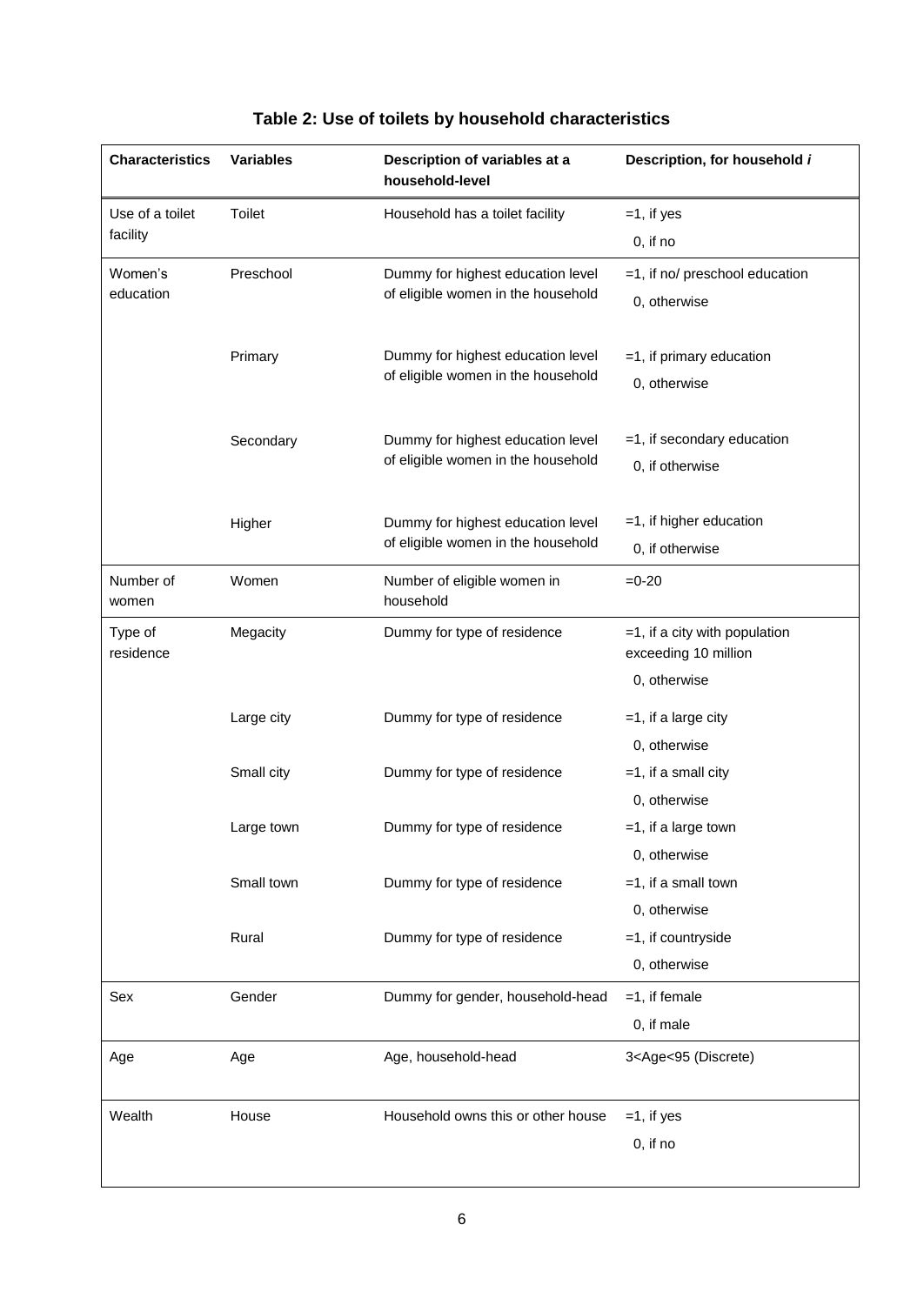**Table 2: Use of toilets by household characteristics**

| Characteristics | Variables | Description of variables at a household-level | Description, for household *i* |
|---|---|---|---|
| Use of a toilet facility | Toilet | Household has a toilet facility | =1, if yes<br>0, if no |
| Women's education | Preschool | Dummy for highest education level of eligible women in the household | =1, if no/ preschool education<br>0, otherwise |
| | Primary | Dummy for highest education level of eligible women in the household | =1, if primary education<br>0, otherwise |
| | Secondary | Dummy for highest education level of eligible women in the household | =1, if secondary education<br>0, if otherwise |
| | Higher | Dummy for highest education level of eligible women in the household | =1, if higher education<br>0, if otherwise |
| Number of women | Women | Number of eligible women in household | =0-20 |
| Type of residence | Megacity | Dummy for type of residence | =1, if a city with population exceeding 10 million<br>0, otherwise |
| | Large city | Dummy for type of residence | =1, if a large city<br>0, otherwise |
| | Small city | Dummy for type of residence | =1, if a small city<br>0, otherwise |
| | Large town | Dummy for type of residence | =1, if a large town<br>0, otherwise |
| | Small town | Dummy for type of residence | =1, if a small town<br>0, otherwise |
| | Rural | Dummy for type of residence | =1, if countryside<br>0, otherwise |
| Sex | Gender | Dummy for gender, household-head | =1, if female<br>0, if male |
| Age | Age | Age, household-head | $3<Age<95$ (Discrete) |
| Wealth | House | Household owns this or other house | =1, if yes<br>0, if no |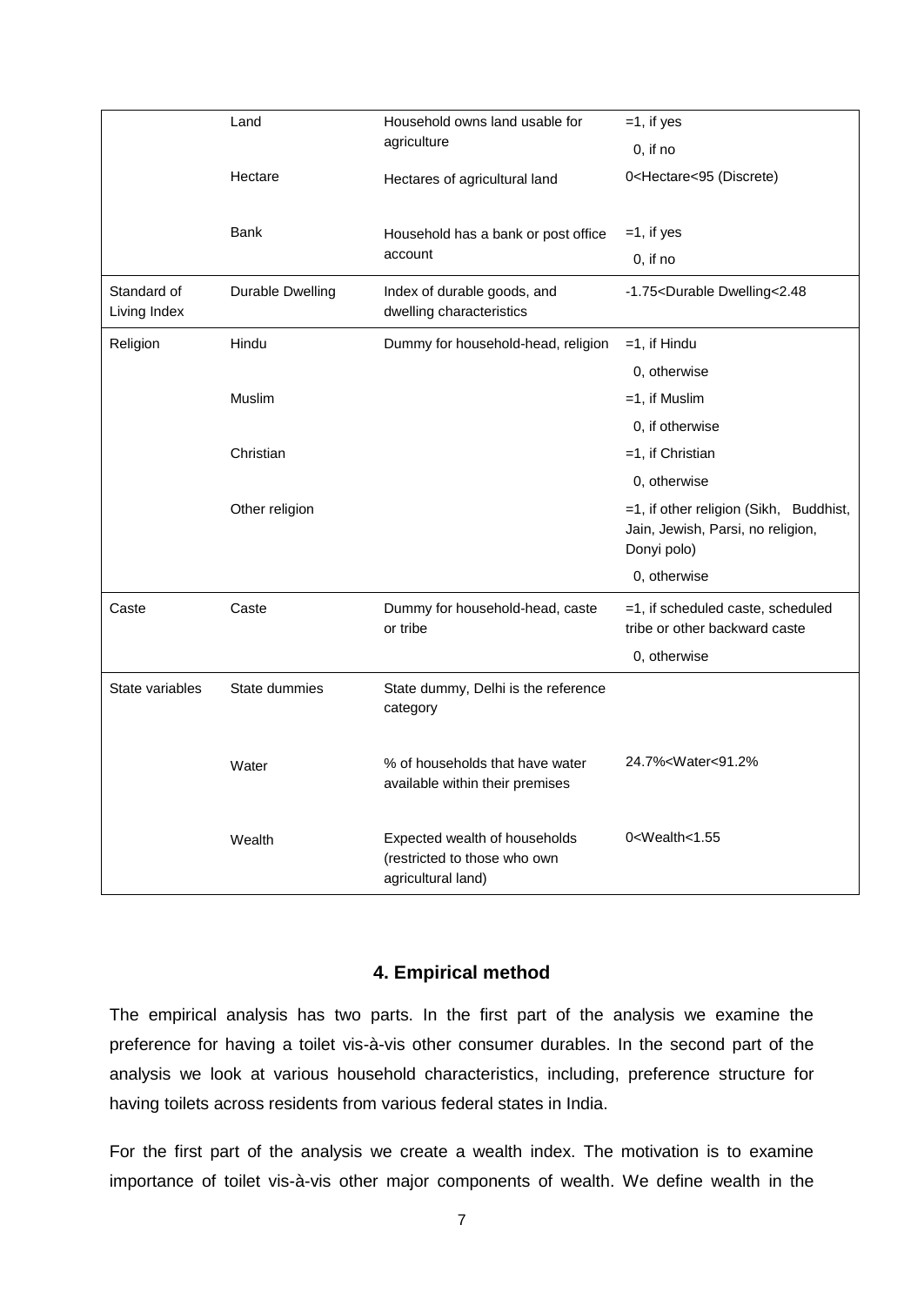| | | | |
|---|---|---|---|
| | Land | Household owns land usable for agriculture | =1, if yes<br>0, if no |
| | Hectare | Hectares of agricultural land | 0<Hectare<95 (Discrete) |
| | Bank | Household has a bank or post office account | =1, if yes<br>0, if no |
| Standard of Living Index | Durable Dwelling | Index of durable goods, and dwelling characteristics | -1.75<Durable Dwelling<2.48 |
| Religion | Hindu | Dummy for household-head, religion | =1, if Hindu<br>0, otherwise |
| | Muslim | | =1, if Muslim<br>0, if otherwise |
| | Christian | | =1, if Christian<br>0, otherwise |
| | Other religion | | =1, if other religion (Sikh, Buddhist, Jain, Jewish, Parsi, no religion, Donyi polo)<br>0, otherwise |
| Caste | Caste | Dummy for household-head, caste or tribe | =1, if scheduled caste, scheduled tribe or other backward caste<br>0, otherwise |
| State variables | State dummies | State dummy, Delhi is the reference category | |
| | Water | % of households that have water available within their premises | 24.7%<Water<91.2% |
| | Wealth | Expected wealth of households (restricted to those who own agricultural land) | 0<Wealth<1.55 |

## 4. Empirical method

The empirical analysis has two parts. In the first part of the analysis we examine the preference for having a toilet vis-à-vis other consumer durables. In the second part of the analysis we look at various household characteristics, including, preference structure for having toilets across residents from various federal states in India.

For the first part of the analysis we create a wealth index. The motivation is to examine importance of toilet vis-à-vis other major components of wealth. We define wealth in the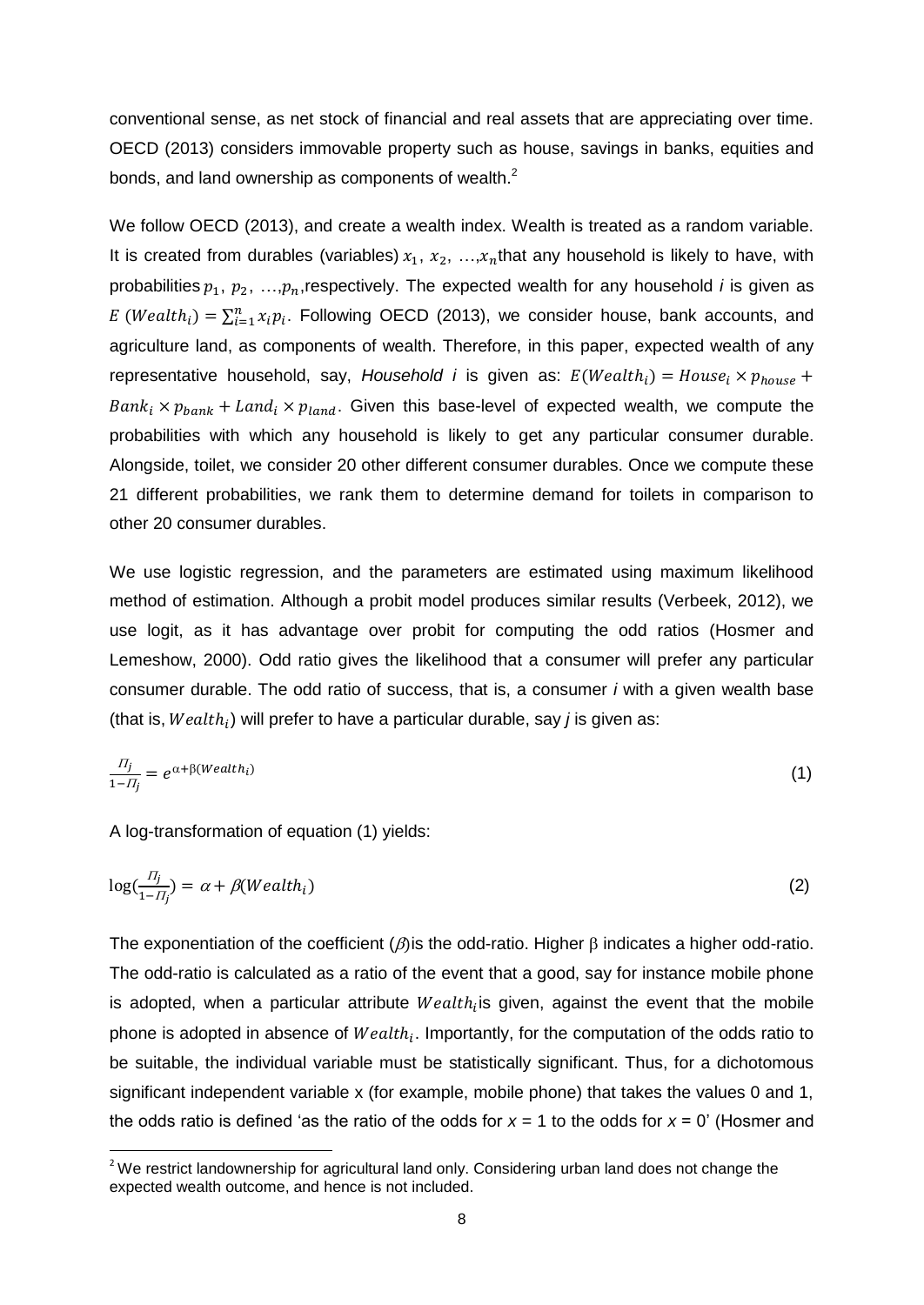conventional sense, as net stock of financial and real assets that are appreciating over time. OECD (2013) considers immovable property such as house, savings in banks, equities and bonds, and land ownership as components of wealth.[2]

We follow OECD (2013), and create a wealth index. Wealth is treated as a random variable. It is created from durables (variables) $x_1, x_2, \ldots, x_n$ that any household is likely to have, with probabilities $p_1, p_2, \ldots, p_n$, respectively. The expected wealth for any household *i* is given as $E\,(Wealth_i) = \sum_{i=1}^{n} x_i p_i$. Following OECD (2013), we consider house, bank accounts, and agriculture land, as components of wealth. Therefore, in this paper, expected wealth of any representative household, say, *Household i* is given as: $E(Wealth_i) = House_i \times p_{house} + Bank_i \times p_{bank} + Land_i \times p_{land}$. Given this base-level of expected wealth, we compute the probabilities with which any household is likely to get any particular consumer durable. Alongside, toilet, we consider 20 other different consumer durables. Once we compute these 21 different probabilities, we rank them to determine demand for toilets in comparison to other 20 consumer durables.

We use logistic regression, and the parameters are estimated using maximum likelihood method of estimation. Although a probit model produces similar results (Verbeek, 2012), we use logit, as it has advantage over probit for computing the odd ratios (Hosmer and Lemeshow, 2000). Odd ratio gives the likelihood that a consumer will prefer any particular consumer durable. The odd ratio of success, that is, a consumer *i* with a given wealth base (that is, $Wealth_i$) will prefer to have a particular durable, say *j* is given as:

$$\frac{\Pi_j}{1-\Pi_j} = e^{\alpha+\beta(Wealth_i)} \tag{1}$$

A log-transformation of equation (1) yields:

$$\log\left(\frac{\Pi_j}{1-\Pi_j}\right) = \alpha + \beta(Wealth_i) \tag{2}$$

The exponentiation of the coefficient ($\beta$) is the odd-ratio. Higher $\beta$ indicates a higher odd-ratio. The odd-ratio is calculated as a ratio of the event that a good, say for instance mobile phone is adopted, when a particular attribute $Wealth_i$ is given, against the event that the mobile phone is adopted in absence of $Wealth_i$. Importantly, for the computation of the odds ratio to be suitable, the individual variable must be statistically significant. Thus, for a dichotomous significant independent variable x (for example, mobile phone) that takes the values 0 and 1, the odds ratio is defined 'as the ratio of the odds for $x = 1$ to the odds for $x = 0$' (Hosmer and

[2] We restrict landownership for agricultural land only. Considering urban land does not change the expected wealth outcome, and hence is not included.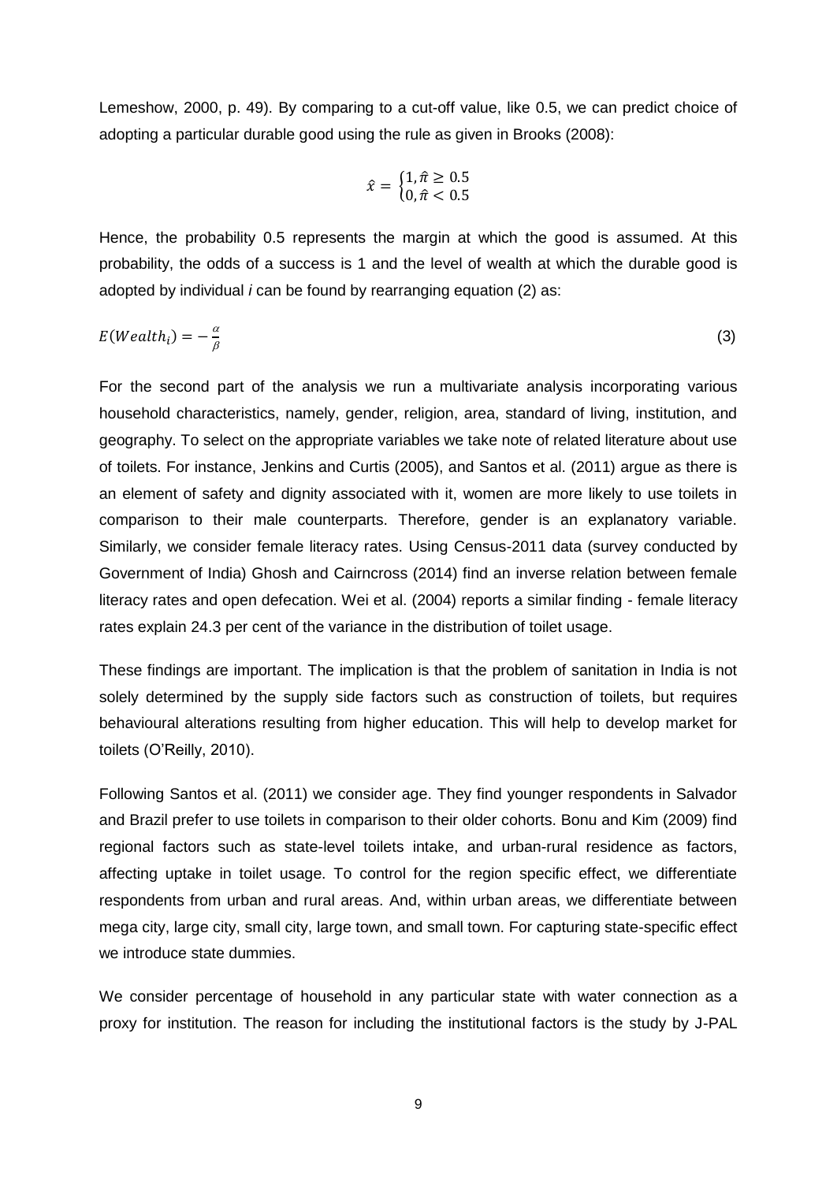Lemeshow, 2000, p. 49). By comparing to a cut-off value, like 0.5, we can predict choice of adopting a particular durable good using the rule as given in Brooks (2008):

$$\hat{x} = \begin{cases} 1, \hat{\pi} \geq 0.5 \\ 0, \hat{\pi} < 0.5 \end{cases}$$

Hence, the probability 0.5 represents the margin at which the good is assumed. At this probability, the odds of a success is 1 and the level of wealth at which the durable good is adopted by individual *i* can be found by rearranging equation (2) as:

$$E(Wealth_i) = -\frac{\alpha}{\beta} \tag{3}$$

For the second part of the analysis we run a multivariate analysis incorporating various household characteristics, namely, gender, religion, area, standard of living, institution, and geography. To select on the appropriate variables we take note of related literature about use of toilets. For instance, Jenkins and Curtis (2005), and Santos et al. (2011) argue as there is an element of safety and dignity associated with it, women are more likely to use toilets in comparison to their male counterparts. Therefore, gender is an explanatory variable. Similarly, we consider female literacy rates. Using Census-2011 data (survey conducted by Government of India) Ghosh and Cairncross (2014) find an inverse relation between female literacy rates and open defecation. Wei et al. (2004) reports a similar finding - female literacy rates explain 24.3 per cent of the variance in the distribution of toilet usage.

These findings are important. The implication is that the problem of sanitation in India is not solely determined by the supply side factors such as construction of toilets, but requires behavioural alterations resulting from higher education. This will help to develop market for toilets (O'Reilly, 2010).

Following Santos et al. (2011) we consider age. They find younger respondents in Salvador and Brazil prefer to use toilets in comparison to their older cohorts. Bonu and Kim (2009) find regional factors such as state-level toilets intake, and urban-rural residence as factors, affecting uptake in toilet usage. To control for the region specific effect, we differentiate respondents from urban and rural areas. And, within urban areas, we differentiate between mega city, large city, small city, large town, and small town. For capturing state-specific effect we introduce state dummies.

We consider percentage of household in any particular state with water connection as a proxy for institution. The reason for including the institutional factors is the study by J-PAL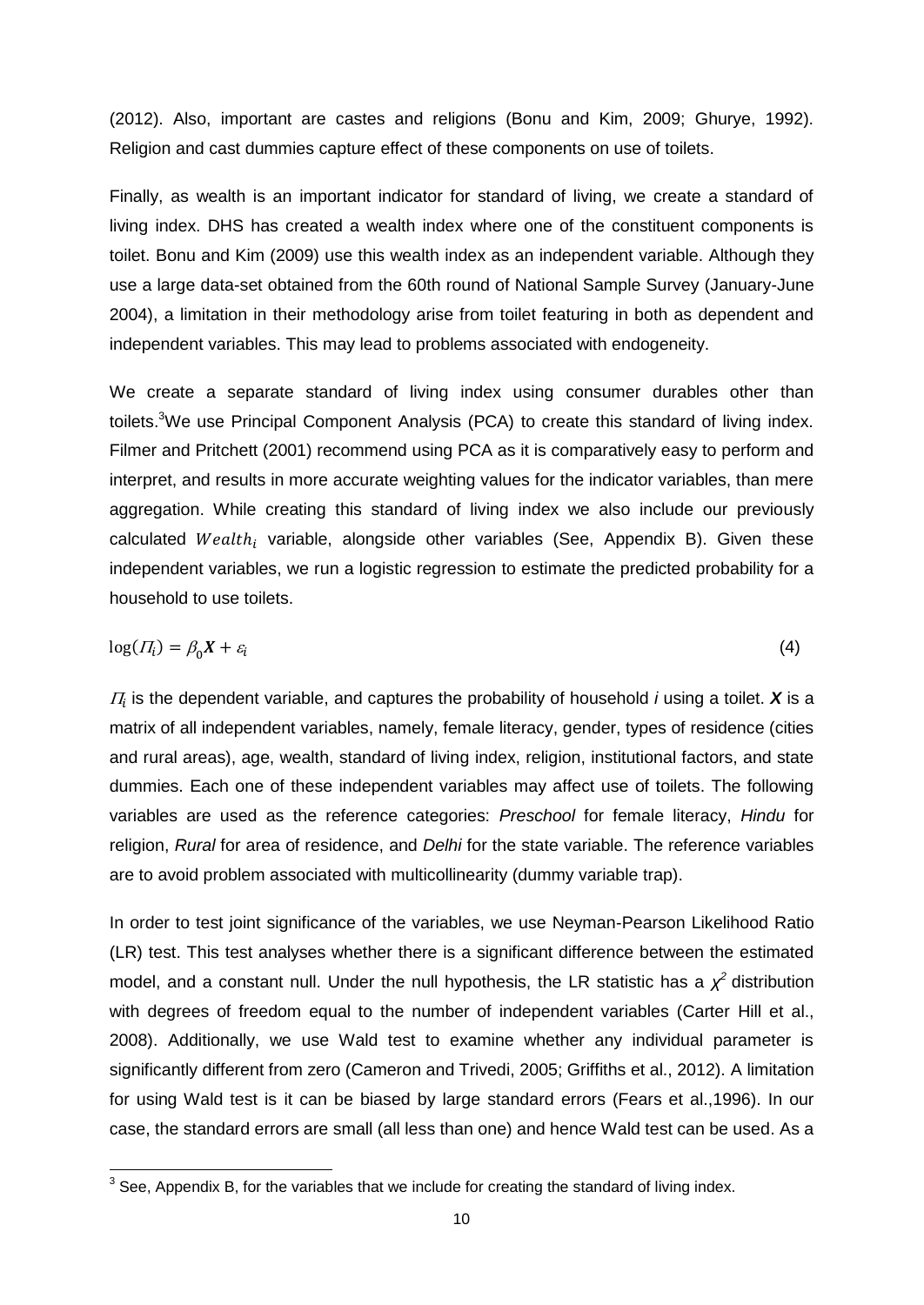(2012). Also, important are castes and religions (Bonu and Kim, 2009; Ghurye, 1992). Religion and cast dummies capture effect of these components on use of toilets.

Finally, as wealth is an important indicator for standard of living, we create a standard of living index. DHS has created a wealth index where one of the constituent components is toilet. Bonu and Kim (2009) use this wealth index as an independent variable. Although they use a large data-set obtained from the 60th round of National Sample Survey (January-June 2004), a limitation in their methodology arise from toilet featuring in both as dependent and independent variables. This may lead to problems associated with endogeneity.

We create a separate standard of living index using consumer durables other than toilets.[3] We use Principal Component Analysis (PCA) to create this standard of living index. Filmer and Pritchett (2001) recommend using PCA as it is comparatively easy to perform and interpret, and results in more accurate weighting values for the indicator variables, than mere aggregation. While creating this standard of living index we also include our previously calculated $Wealth_i$ variable, alongside other variables (See, Appendix B). Given these independent variables, we run a logistic regression to estimate the predicted probability for a household to use toilets.

$$\log(\Pi_i) = \beta_0 \boldsymbol{X} + \varepsilon_i \qquad (4)$$

$\Pi_i$ is the dependent variable, and captures the probability of household *i* using a toilet. $\boldsymbol{X}$ is a matrix of all independent variables, namely, female literacy, gender, types of residence (cities and rural areas), age, wealth, standard of living index, religion, institutional factors, and state dummies. Each one of these independent variables may affect use of toilets. The following variables are used as the reference categories: *Preschool* for female literacy, *Hindu* for religion, *Rural* for area of residence, and *Delhi* for the state variable. The reference variables are to avoid problem associated with multicollinearity (dummy variable trap).

In order to test joint significance of the variables, we use Neyman-Pearson Likelihood Ratio (LR) test. This test analyses whether there is a significant difference between the estimated model, and a constant null. Under the null hypothesis, the LR statistic has a $\chi^2$ distribution with degrees of freedom equal to the number of independent variables (Carter Hill et al., 2008). Additionally, we use Wald test to examine whether any individual parameter is significantly different from zero (Cameron and Trivedi, 2005; Griffiths et al., 2012). A limitation for using Wald test is it can be biased by large standard errors (Fears et al.,1996). In our case, the standard errors are small (all less than one) and hence Wald test can be used. As a

[3] See, Appendix B, for the variables that we include for creating the standard of living index.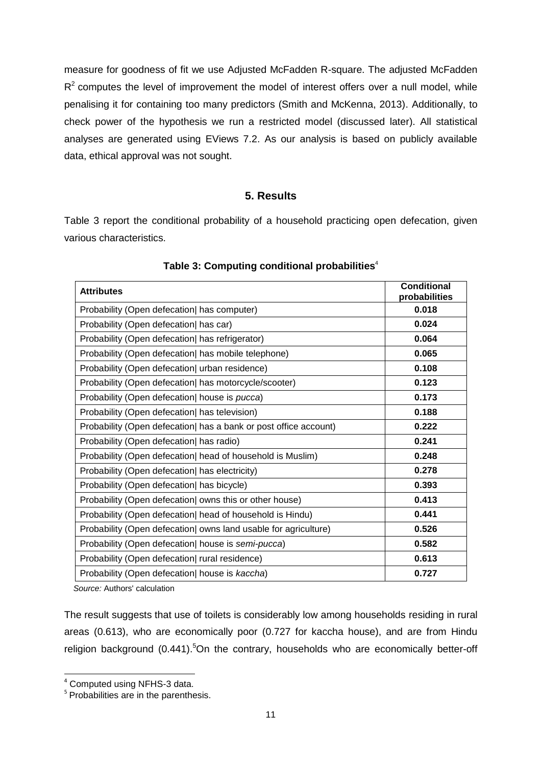measure for goodness of fit we use Adjusted McFadden R-square. The adjusted McFadden $R^2$ computes the level of improvement the model of interest offers over a null model, while penalising it for containing too many predictors (Smith and McKenna, 2013). Additionally, to check power of the hypothesis we run a restricted model (discussed later). All statistical analyses are generated using EViews 7.2. As our analysis is based on publicly available data, ethical approval was not sought.

## 5. Results

Table 3 report the conditional probability of a household practicing open defecation, given various characteristics.

**Table 3: Computing conditional probabilities**[4]

| **Attributes** | **Conditional probabilities** |
|---|---|
| Probability (Open defecation\| has computer) | **0.018** |
| Probability (Open defecation\| has car) | **0.024** |
| Probability (Open defecation\| has refrigerator) | **0.064** |
| Probability (Open defecation\| has mobile telephone) | **0.065** |
| Probability (Open defecation\| urban residence) | **0.108** |
| Probability (Open defecation\| has motorcycle/scooter) | **0.123** |
| Probability (Open defecation\| house is *pucca*) | **0.173** |
| Probability (Open defecation\| has television) | **0.188** |
| Probability (Open defecation\| has a bank or post office account) | **0.222** |
| Probability (Open defecation\| has radio) | **0.241** |
| Probability (Open defecation\| head of household is Muslim) | **0.248** |
| Probability (Open defecation\| has electricity) | **0.278** |
| Probability (Open defecation\| has bicycle) | **0.393** |
| Probability (Open defecation\| owns this or other house) | **0.413** |
| Probability (Open defecation\| head of household is Hindu) | **0.441** |
| Probability (Open defecation\| owns land usable for agriculture) | **0.526** |
| Probability (Open defecation\| house is *semi-pucca*) | **0.582** |
| Probability (Open defecation\| rural residence) | **0.613** |
| Probability (Open defecation\| house is *kaccha*) | **0.727** |

*Source:* Authors' calculation

The result suggests that use of toilets is considerably low among households residing in rural areas (0.613), who are economically poor (0.727 for kaccha house), and are from Hindu religion background (0.441).[5]On the contrary, households who are economically better-off

[4] Computed using NFHS-3 data.

[5] Probabilities are in the parenthesis.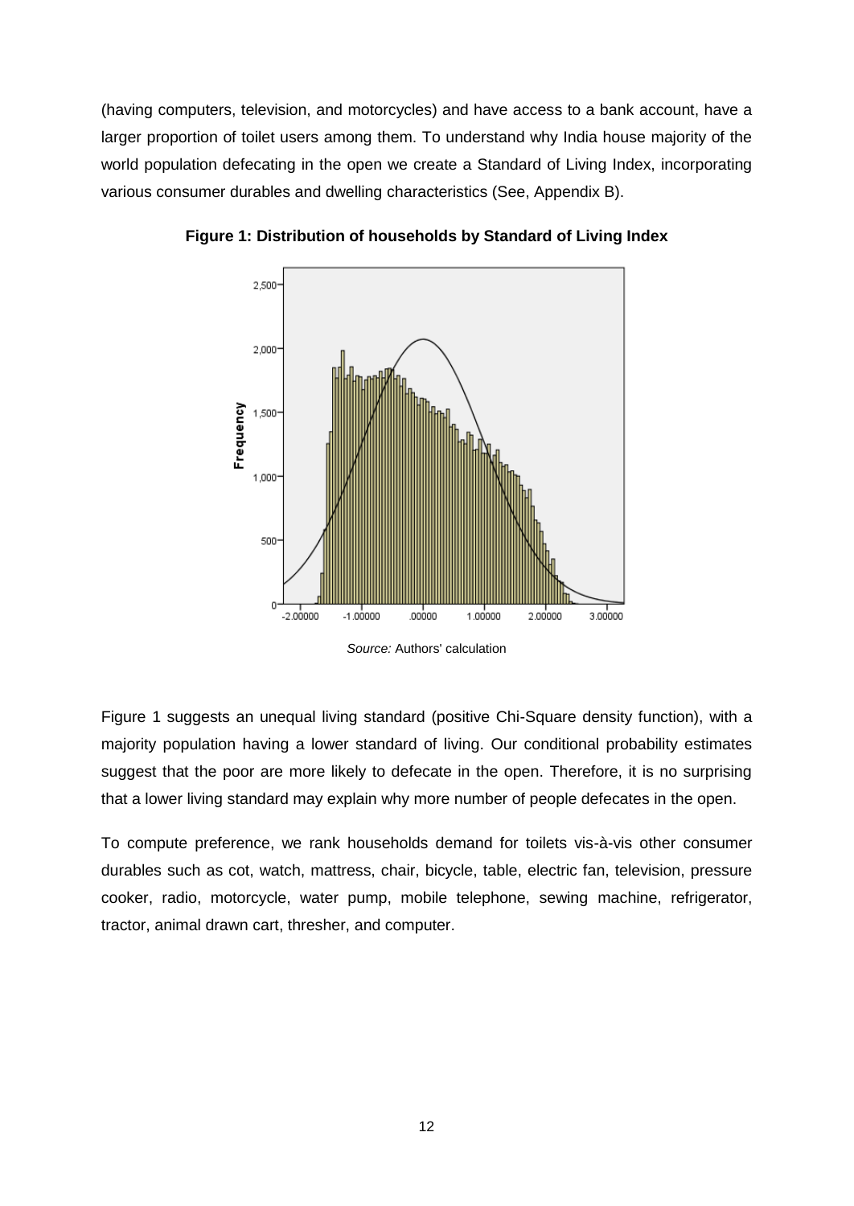(having computers, television, and motorcycles) and have access to a bank account, have a larger proportion of toilet users among them. To understand why India house majority of the world population defecating in the open we create a Standard of Living Index, incorporating various consumer durables and dwelling characteristics (See, Appendix B).

**Figure 1: Distribution of households by Standard of Living Index**

*Source:* Authors' calculation

Figure 1 suggests an unequal living standard (positive Chi-Square density function), with a majority population having a lower standard of living. Our conditional probability estimates suggest that the poor are more likely to defecate in the open. Therefore, it is no surprising that a lower living standard may explain why more number of people defecates in the open.

To compute preference, we rank households demand for toilets vis-à-vis other consumer durables such as cot, watch, mattress, chair, bicycle, table, electric fan, television, pressure cooker, radio, motorcycle, water pump, mobile telephone, sewing machine, refrigerator, tractor, animal drawn cart, thresher, and computer.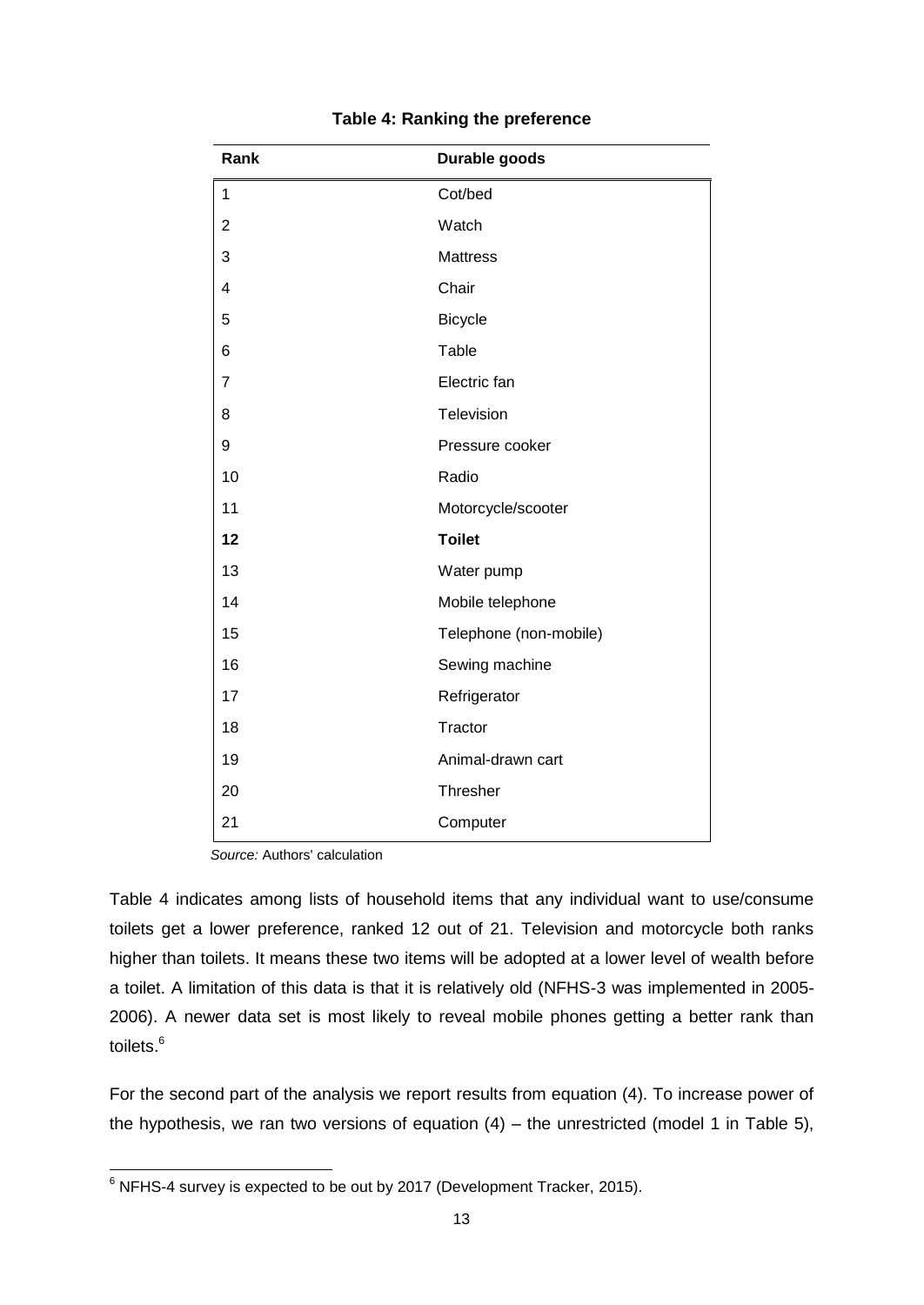**Table 4: Ranking the preference**

| Rank | Durable goods |
|---|---|
| 1 | Cot/bed |
| 2 | Watch |
| 3 | Mattress |
| 4 | Chair |
| 5 | Bicycle |
| 6 | Table |
| 7 | Electric fan |
| 8 | Television |
| 9 | Pressure cooker |
| 10 | Radio |
| 11 | Motorcycle/scooter |
| **12** | **Toilet** |
| 13 | Water pump |
| 14 | Mobile telephone |
| 15 | Telephone (non-mobile) |
| 16 | Sewing machine |
| 17 | Refrigerator |
| 18 | Tractor |
| 19 | Animal-drawn cart |
| 20 | Thresher |
| 21 | Computer |

*Source:* Authors' calculation

Table 4 indicates among lists of household items that any individual want to use/consume toilets get a lower preference, ranked 12 out of 21. Television and motorcycle both ranks higher than toilets. It means these two items will be adopted at a lower level of wealth before a toilet. A limitation of this data is that it is relatively old (NFHS-3 was implemented in 2005-2006). A newer data set is most likely to reveal mobile phones getting a better rank than toilets.[6]

For the second part of the analysis we report results from equation (4). To increase power of the hypothesis, we ran two versions of equation (4) – the unrestricted (model 1 in Table 5),

[6] NFHS-4 survey is expected to be out by 2017 (Development Tracker, 2015).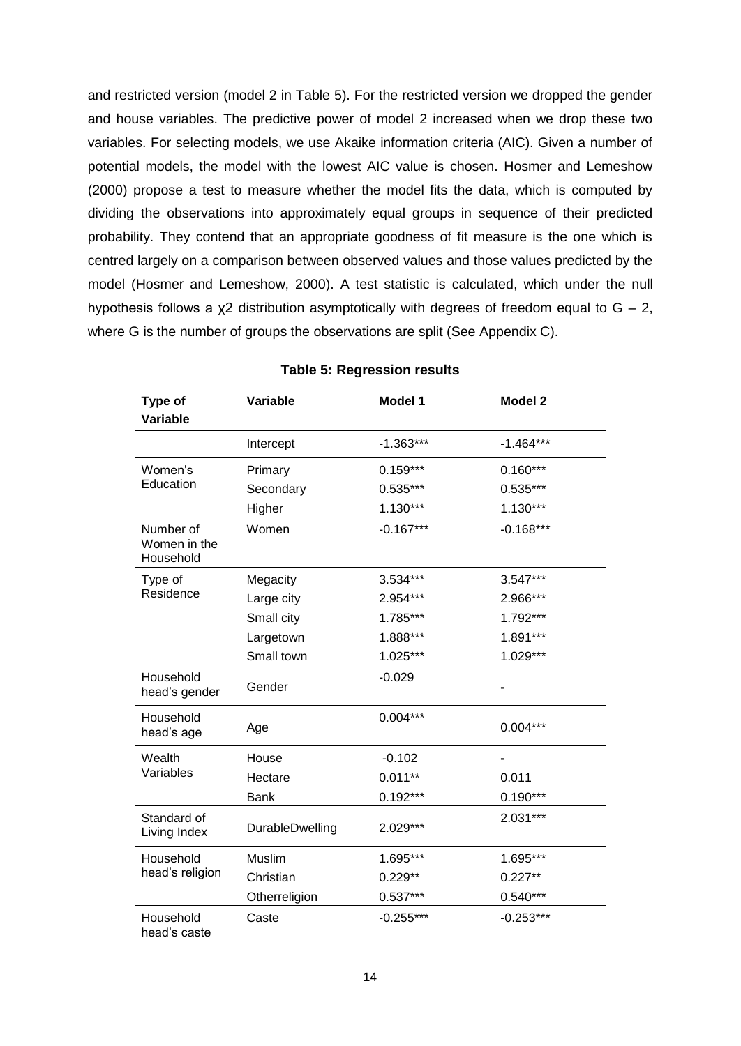and restricted version (model 2 in Table 5). For the restricted version we dropped the gender and house variables. The predictive power of model 2 increased when we drop these two variables. For selecting models, we use Akaike information criteria (AIC). Given a number of potential models, the model with the lowest AIC value is chosen. Hosmer and Lemeshow (2000) propose a test to measure whether the model fits the data, which is computed by dividing the observations into approximately equal groups in sequence of their predicted probability. They contend that an appropriate goodness of fit measure is the one which is centred largely on a comparison between observed values and those values predicted by the model (Hosmer and Lemeshow, 2000). A test statistic is calculated, which under the null hypothesis follows a $\chi 2$ distribution asymptotically with degrees of freedom equal to $G - 2$, where G is the number of groups the observations are split (See Appendix C).

**Table 5: Regression results**

| Type of Variable | Variable | Model 1 | Model 2 |
|---|---|---|---|
| | Intercept | -1.363*** | -1.464*** |
| Women's Education | Primary | 0.159*** | 0.160*** |
| | Secondary | 0.535*** | 0.535*** |
| | Higher | 1.130*** | 1.130*** |
| Number of Women in the Household | Women | -0.167*** | -0.168*** |
| Type of Residence | Megacity | 3.534*** | 3.547*** |
| | Large city | 2.954*** | 2.966*** |
| | Small city | 1.785*** | 1.792*** |
| | Largetown | 1.888*** | 1.891*** |
| | Small town | 1.025*** | 1.029*** |
| Household head's gender | Gender | -0.029 | - |
| Household head's age | Age | 0.004*** | 0.004*** |
| Wealth Variables | House | -0.102 | - |
| | Hectare | 0.011** | 0.011 |
| | Bank | 0.192*** | 0.190*** |
| Standard of Living Index | DurableDwelling | 2.029*** | 2.031*** |
| Household head's religion | Muslim | 1.695*** | 1.695*** |
| | Christian | 0.229** | 0.227** |
| | Otherreligion | 0.537*** | 0.540*** |
| Household head's caste | Caste | -0.255*** | -0.253*** |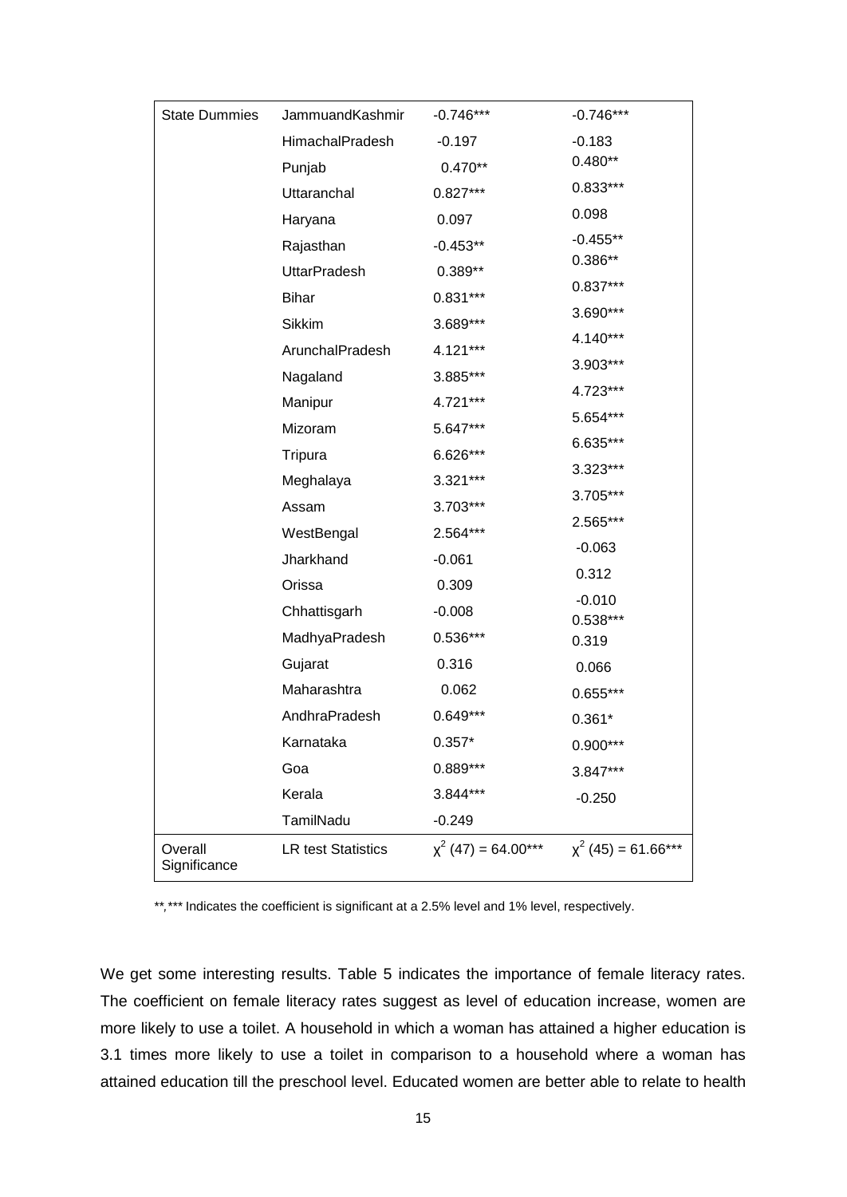| State Dummies | JammuandKashmir | -0.746*** | -0.746*** |
|---|---|---|---|
| | HimachalPradesh | -0.197 | -0.183 |
| | Punjab | 0.470** | 0.480** |
| | Uttaranchal | 0.827*** | 0.833*** |
| | Haryana | 0.097 | 0.098 |
| | Rajasthan | -0.453** | -0.455** |
| | UttarPradesh | 0.389** | 0.386** |
| | Bihar | 0.831*** | 0.837*** |
| | Sikkim | 3.689*** | 3.690*** |
| | ArunchalPradesh | 4.121*** | 4.140*** |
| | Nagaland | 3.885*** | 3.903*** |
| | Manipur | 4.721*** | 4.723*** |
| | Mizoram | 5.647*** | 5.654*** |
| | Tripura | 6.626*** | 6.635*** |
| | Meghalaya | 3.321*** | 3.323*** |
| | Assam | 3.703*** | 3.705*** |
| | WestBengal | 2.564*** | 2.565*** |
| | Jharkhand | -0.061 | -0.063 |
| | Orissa | 0.309 | 0.312 |
| | Chhattisgarh | -0.008 | -0.010 |
| | MadhyaPradesh | 0.536*** | 0.538*** |
| | Gujarat | 0.316 | 0.319 |
| | Maharashtra | 0.062 | 0.066 |
| | AndhraPradesh | 0.649*** | 0.655*** |
| | Karnataka | 0.357* | 0.361* |
| | Goa | 0.889*** | 0.900*** |
| | Kerala | 3.844*** | 3.847*** |
| | TamilNadu | -0.249 | -0.250 |
| Overall Significance | LR test Statistics | $\chi^2$ (47) = 64.00*** | $\chi^2$ (45) = 61.66*** |

**,*** Indicates the coefficient is significant at a 2.5% level and 1% level, respectively.

We get some interesting results. Table 5 indicates the importance of female literacy rates. The coefficient on female literacy rates suggest as level of education increase, women are more likely to use a toilet. A household in which a woman has attained a higher education is 3.1 times more likely to use a toilet in comparison to a household where a woman has attained education till the preschool level. Educated women are better able to relate to health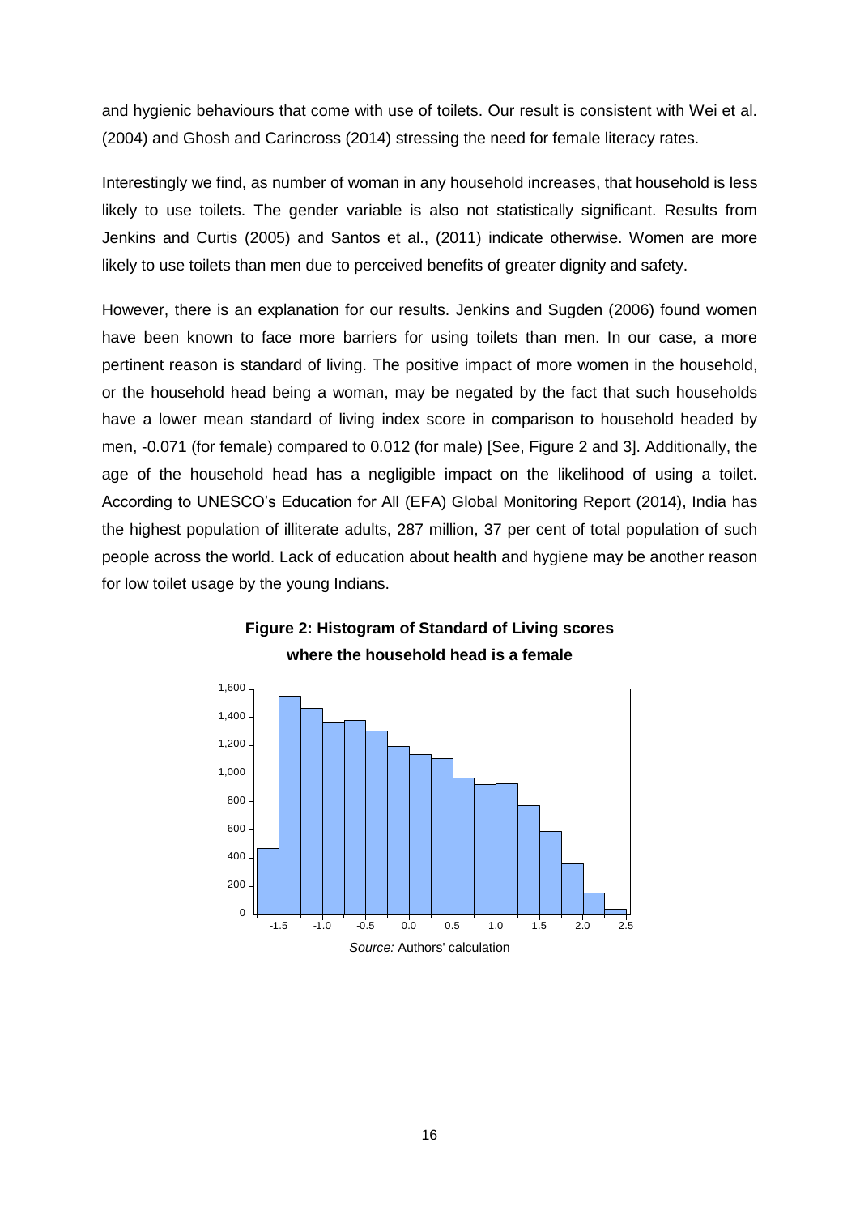and hygienic behaviours that come with use of toilets. Our result is consistent with Wei et al. (2004) and Ghosh and Carincross (2014) stressing the need for female literacy rates.

Interestingly we find, as number of woman in any household increases, that household is less likely to use toilets. The gender variable is also not statistically significant. Results from Jenkins and Curtis (2005) and Santos et al., (2011) indicate otherwise. Women are more likely to use toilets than men due to perceived benefits of greater dignity and safety.

However, there is an explanation for our results. Jenkins and Sugden (2006) found women have been known to face more barriers for using toilets than men. In our case, a more pertinent reason is standard of living. The positive impact of more women in the household, or the household head being a woman, may be negated by the fact that such households have a lower mean standard of living index score in comparison to household headed by men, -0.071 (for female) compared to 0.012 (for male) [See, Figure 2 and 3]. Additionally, the age of the household head has a negligible impact on the likelihood of using a toilet. According to UNESCO's Education for All (EFA) Global Monitoring Report (2014), India has the highest population of illiterate adults, 287 million, 37 per cent of total population of such people across the world. Lack of education about health and hygiene may be another reason for low toilet usage by the young Indians.

**Figure 2: Histogram of Standard of Living scores where the household head is a female**

*Source:* Authors' calculation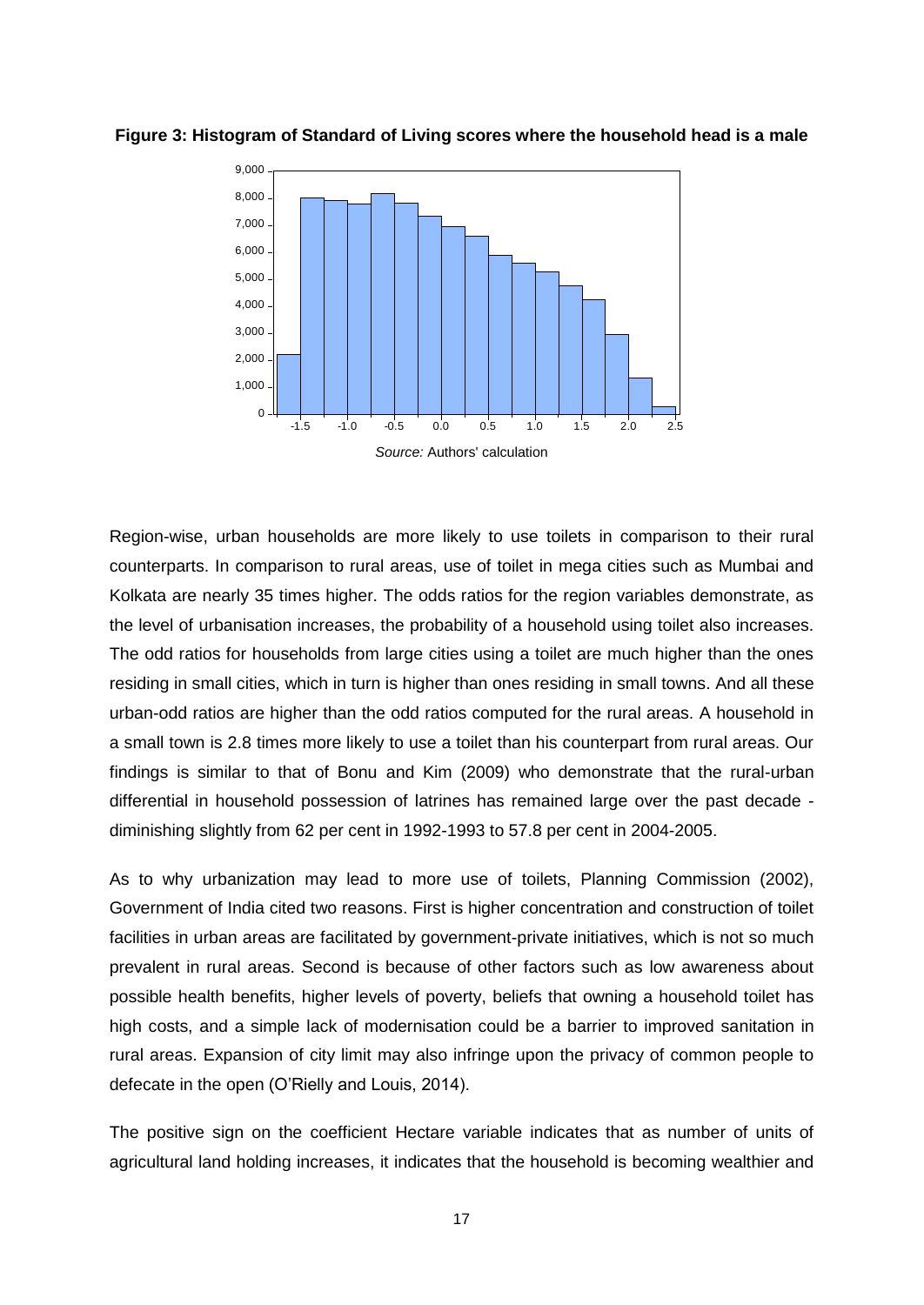**Figure 3: Histogram of Standard of Living scores where the household head is a male**

*Source:* Authors' calculation

Region-wise, urban households are more likely to use toilets in comparison to their rural counterparts. In comparison to rural areas, use of toilet in mega cities such as Mumbai and Kolkata are nearly 35 times higher. The odds ratios for the region variables demonstrate, as the level of urbanisation increases, the probability of a household using toilet also increases. The odd ratios for households from large cities using a toilet are much higher than the ones residing in small cities, which in turn is higher than ones residing in small towns. And all these urban-odd ratios are higher than the odd ratios computed for the rural areas. A household in a small town is 2.8 times more likely to use a toilet than his counterpart from rural areas. Our findings is similar to that of Bonu and Kim (2009) who demonstrate that the rural-urban differential in household possession of latrines has remained large over the past decade - diminishing slightly from 62 per cent in 1992-1993 to 57.8 per cent in 2004-2005.

As to why urbanization may lead to more use of toilets, Planning Commission (2002), Government of India cited two reasons. First is higher concentration and construction of toilet facilities in urban areas are facilitated by government-private initiatives, which is not so much prevalent in rural areas. Second is because of other factors such as low awareness about possible health benefits, higher levels of poverty, beliefs that owning a household toilet has high costs, and a simple lack of modernisation could be a barrier to improved sanitation in rural areas. Expansion of city limit may also infringe upon the privacy of common people to defecate in the open (O'Rielly and Louis, 2014).

The positive sign on the coefficient Hectare variable indicates that as number of units of agricultural land holding increases, it indicates that the household is becoming wealthier and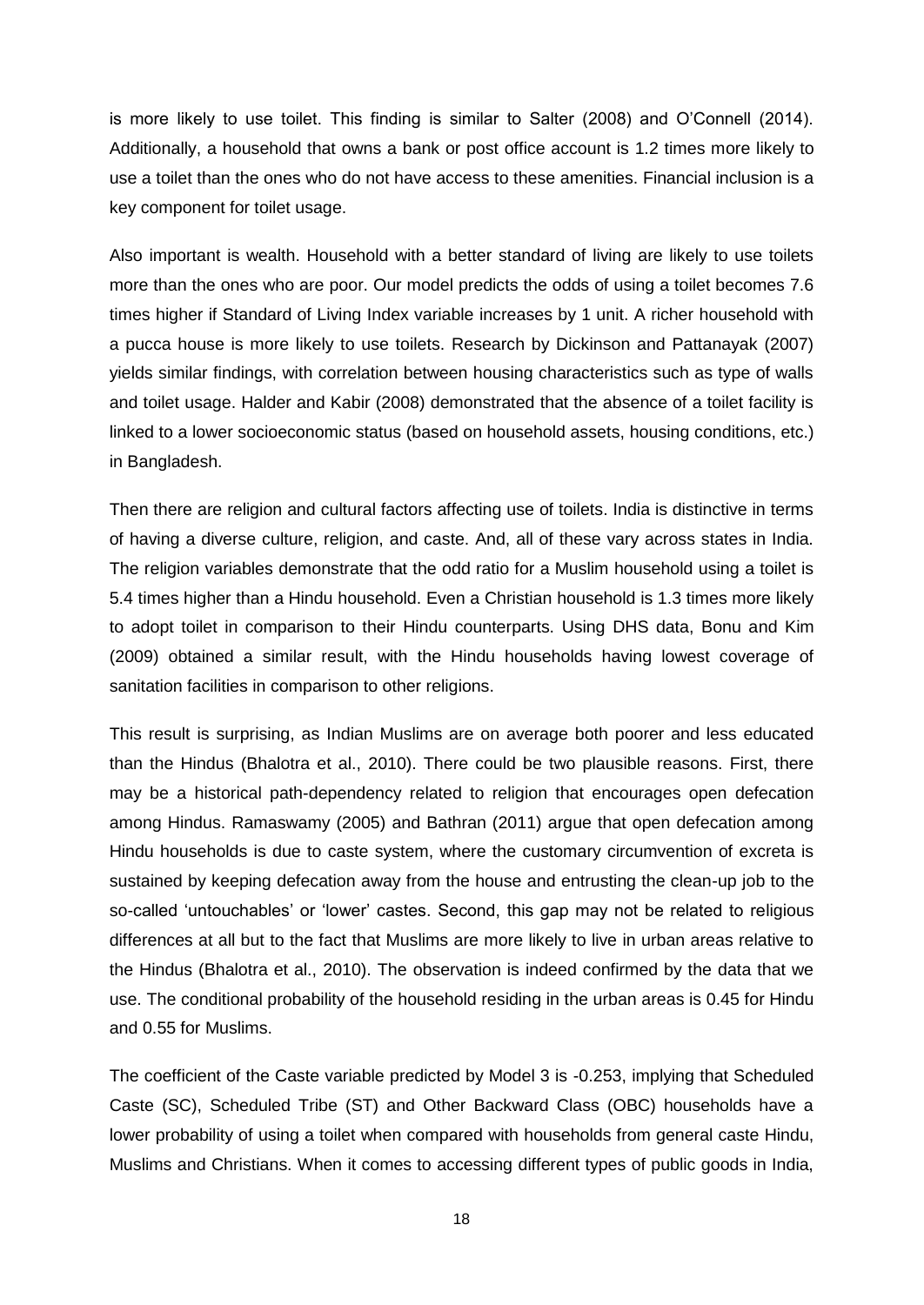is more likely to use toilet. This finding is similar to Salter (2008) and O'Connell (2014). Additionally, a household that owns a bank or post office account is 1.2 times more likely to use a toilet than the ones who do not have access to these amenities. Financial inclusion is a key component for toilet usage.

Also important is wealth. Household with a better standard of living are likely to use toilets more than the ones who are poor. Our model predicts the odds of using a toilet becomes 7.6 times higher if Standard of Living Index variable increases by 1 unit. A richer household with a pucca house is more likely to use toilets. Research by Dickinson and Pattanayak (2007) yields similar findings, with correlation between housing characteristics such as type of walls and toilet usage. Halder and Kabir (2008) demonstrated that the absence of a toilet facility is linked to a lower socioeconomic status (based on household assets, housing conditions, etc.) in Bangladesh.

Then there are religion and cultural factors affecting use of toilets. India is distinctive in terms of having a diverse culture, religion, and caste. And, all of these vary across states in India. The religion variables demonstrate that the odd ratio for a Muslim household using a toilet is 5.4 times higher than a Hindu household. Even a Christian household is 1.3 times more likely to adopt toilet in comparison to their Hindu counterparts. Using DHS data, Bonu and Kim (2009) obtained a similar result, with the Hindu households having lowest coverage of sanitation facilities in comparison to other religions.

This result is surprising, as Indian Muslims are on average both poorer and less educated than the Hindus (Bhalotra et al., 2010). There could be two plausible reasons. First, there may be a historical path-dependency related to religion that encourages open defecation among Hindus. Ramaswamy (2005) and Bathran (2011) argue that open defecation among Hindu households is due to caste system, where the customary circumvention of excreta is sustained by keeping defecation away from the house and entrusting the clean-up job to the so-called 'untouchables' or 'lower' castes. Second, this gap may not be related to religious differences at all but to the fact that Muslims are more likely to live in urban areas relative to the Hindus (Bhalotra et al., 2010). The observation is indeed confirmed by the data that we use. The conditional probability of the household residing in the urban areas is 0.45 for Hindu and 0.55 for Muslims.

The coefficient of the Caste variable predicted by Model 3 is -0.253, implying that Scheduled Caste (SC), Scheduled Tribe (ST) and Other Backward Class (OBC) households have a lower probability of using a toilet when compared with households from general caste Hindu, Muslims and Christians. When it comes to accessing different types of public goods in India,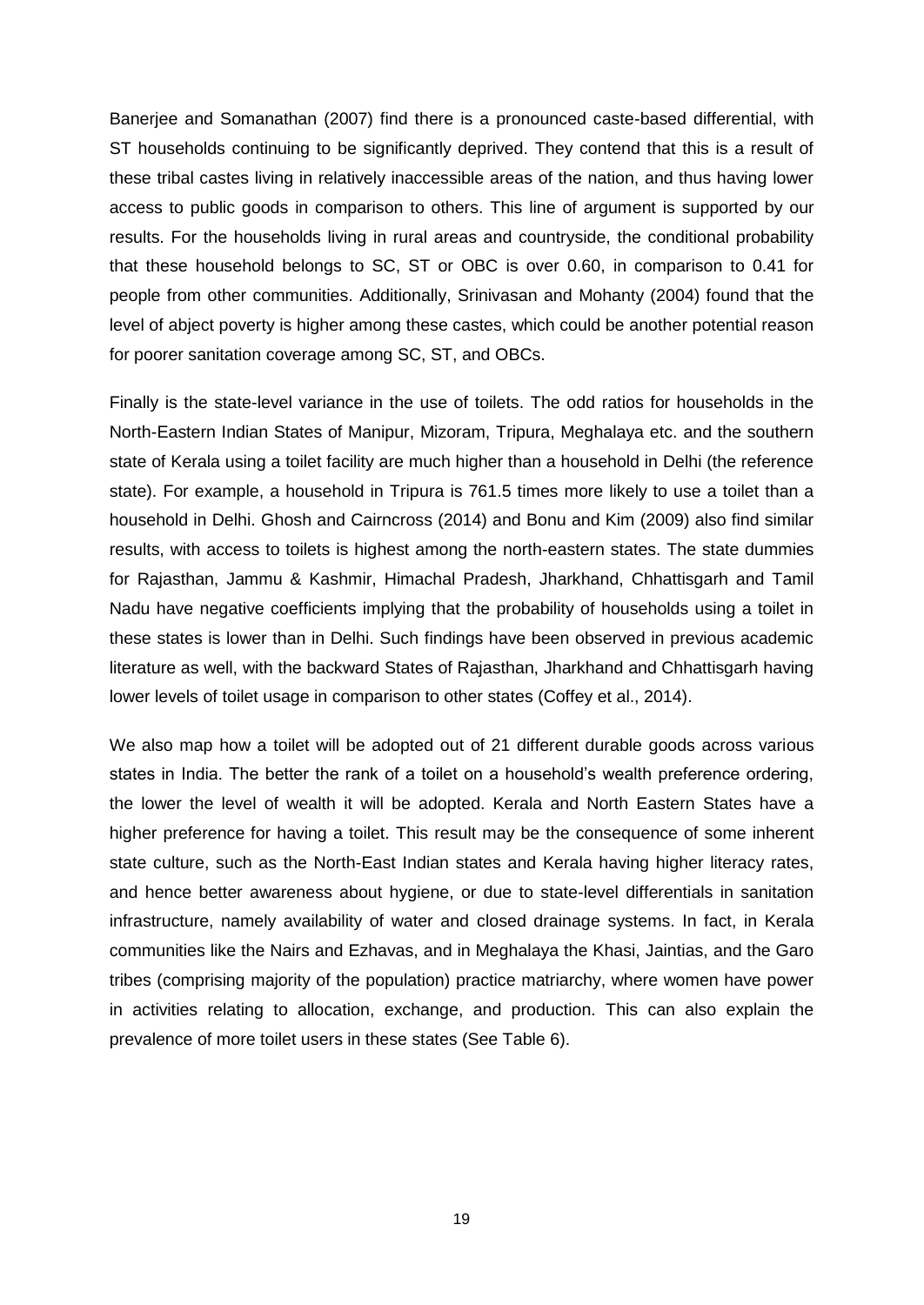Banerjee and Somanathan (2007) find there is a pronounced caste-based differential, with ST households continuing to be significantly deprived. They contend that this is a result of these tribal castes living in relatively inaccessible areas of the nation, and thus having lower access to public goods in comparison to others. This line of argument is supported by our results. For the households living in rural areas and countryside, the conditional probability that these household belongs to SC, ST or OBC is over 0.60, in comparison to 0.41 for people from other communities. Additionally, Srinivasan and Mohanty (2004) found that the level of abject poverty is higher among these castes, which could be another potential reason for poorer sanitation coverage among SC, ST, and OBCs.

Finally is the state-level variance in the use of toilets. The odd ratios for households in the North-Eastern Indian States of Manipur, Mizoram, Tripura, Meghalaya etc. and the southern state of Kerala using a toilet facility are much higher than a household in Delhi (the reference state). For example, a household in Tripura is 761.5 times more likely to use a toilet than a household in Delhi. Ghosh and Cairncross (2014) and Bonu and Kim (2009) also find similar results, with access to toilets is highest among the north-eastern states. The state dummies for Rajasthan, Jammu & Kashmir, Himachal Pradesh, Jharkhand, Chhattisgarh and Tamil Nadu have negative coefficients implying that the probability of households using a toilet in these states is lower than in Delhi. Such findings have been observed in previous academic literature as well, with the backward States of Rajasthan, Jharkhand and Chhattisgarh having lower levels of toilet usage in comparison to other states (Coffey et al., 2014).

We also map how a toilet will be adopted out of 21 different durable goods across various states in India. The better the rank of a toilet on a household's wealth preference ordering, the lower the level of wealth it will be adopted. Kerala and North Eastern States have a higher preference for having a toilet. This result may be the consequence of some inherent state culture, such as the North-East Indian states and Kerala having higher literacy rates, and hence better awareness about hygiene, or due to state-level differentials in sanitation infrastructure, namely availability of water and closed drainage systems. In fact, in Kerala communities like the Nairs and Ezhavas, and in Meghalaya the Khasi, Jaintias, and the Garo tribes (comprising majority of the population) practice matriarchy, where women have power in activities relating to allocation, exchange, and production. This can also explain the prevalence of more toilet users in these states (See Table 6).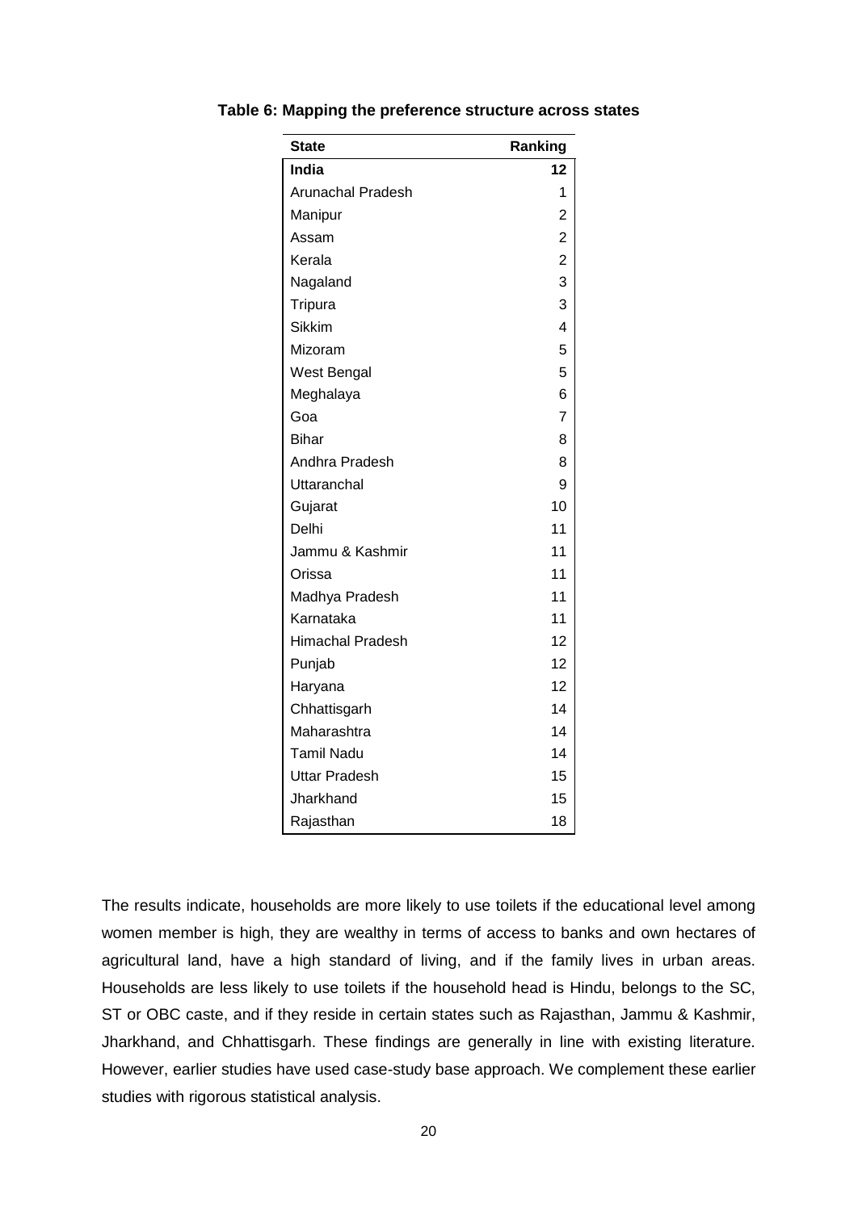**Table 6: Mapping the preference structure across states**

| State | Ranking |
|---|---|
| **India** | **12** |
| Arunachal Pradesh | 1 |
| Manipur | 2 |
| Assam | 2 |
| Kerala | 2 |
| Nagaland | 3 |
| Tripura | 3 |
| Sikkim | 4 |
| Mizoram | 5 |
| West Bengal | 5 |
| Meghalaya | 6 |
| Goa | 7 |
| Bihar | 8 |
| Andhra Pradesh | 8 |
| Uttaranchal | 9 |
| Gujarat | 10 |
| Delhi | 11 |
| Jammu & Kashmir | 11 |
| Orissa | 11 |
| Madhya Pradesh | 11 |
| Karnataka | 11 |
| Himachal Pradesh | 12 |
| Punjab | 12 |
| Haryana | 12 |
| Chhattisgarh | 14 |
| Maharashtra | 14 |
| Tamil Nadu | 14 |
| Uttar Pradesh | 15 |
| Jharkhand | 15 |
| Rajasthan | 18 |

The results indicate, households are more likely to use toilets if the educational level among women member is high, they are wealthy in terms of access to banks and own hectares of agricultural land, have a high standard of living, and if the family lives in urban areas. Households are less likely to use toilets if the household head is Hindu, belongs to the SC, ST or OBC caste, and if they reside in certain states such as Rajasthan, Jammu & Kashmir, Jharkhand, and Chhattisgarh. These findings are generally in line with existing literature. However, earlier studies have used case-study base approach. We complement these earlier studies with rigorous statistical analysis.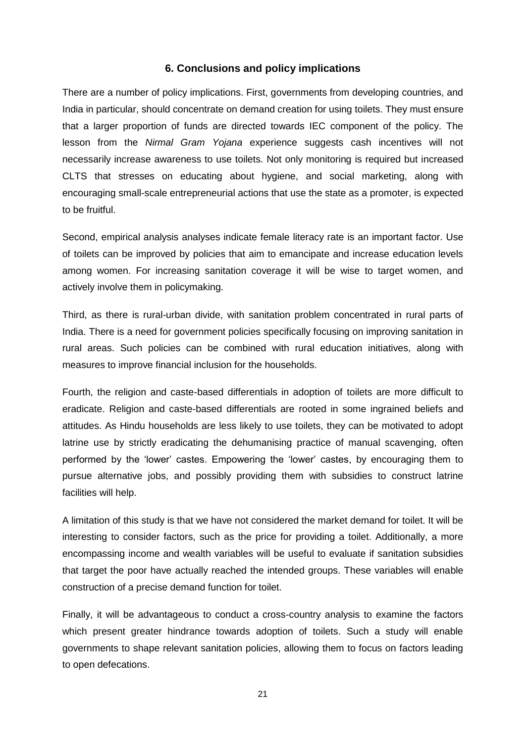## 6. Conclusions and policy implications

There are a number of policy implications. First, governments from developing countries, and India in particular, should concentrate on demand creation for using toilets. They must ensure that a larger proportion of funds are directed towards IEC component of the policy. The lesson from the *Nirmal Gram Yojana* experience suggests cash incentives will not necessarily increase awareness to use toilets. Not only monitoring is required but increased CLTS that stresses on educating about hygiene, and social marketing, along with encouraging small-scale entrepreneurial actions that use the state as a promoter, is expected to be fruitful.

Second, empirical analysis analyses indicate female literacy rate is an important factor. Use of toilets can be improved by policies that aim to emancipate and increase education levels among women. For increasing sanitation coverage it will be wise to target women, and actively involve them in policymaking.

Third, as there is rural-urban divide, with sanitation problem concentrated in rural parts of India. There is a need for government policies specifically focusing on improving sanitation in rural areas. Such policies can be combined with rural education initiatives, along with measures to improve financial inclusion for the households.

Fourth, the religion and caste-based differentials in adoption of toilets are more difficult to eradicate. Religion and caste-based differentials are rooted in some ingrained beliefs and attitudes. As Hindu households are less likely to use toilets, they can be motivated to adopt latrine use by strictly eradicating the dehumanising practice of manual scavenging, often performed by the 'lower' castes. Empowering the 'lower' castes, by encouraging them to pursue alternative jobs, and possibly providing them with subsidies to construct latrine facilities will help.

A limitation of this study is that we have not considered the market demand for toilet. It will be interesting to consider factors, such as the price for providing a toilet. Additionally, a more encompassing income and wealth variables will be useful to evaluate if sanitation subsidies that target the poor have actually reached the intended groups. These variables will enable construction of a precise demand function for toilet.

Finally, it will be advantageous to conduct a cross-country analysis to examine the factors which present greater hindrance towards adoption of toilets. Such a study will enable governments to shape relevant sanitation policies, allowing them to focus on factors leading to open defecations.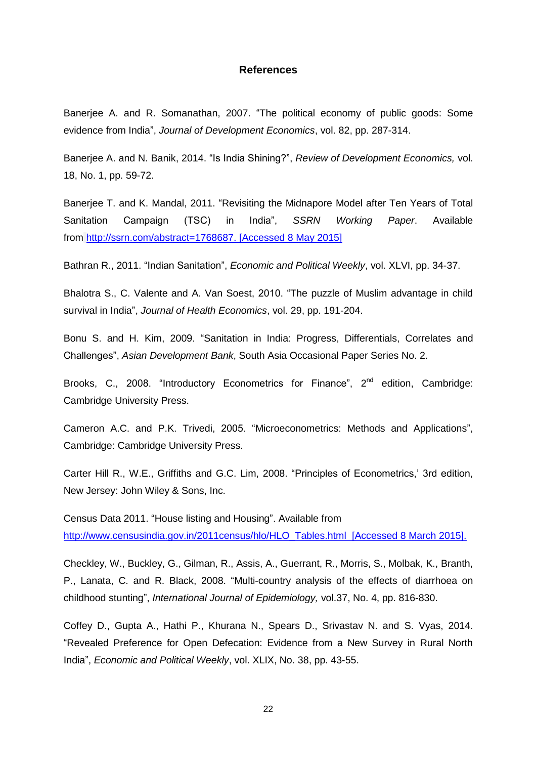## References

Banerjee A. and R. Somanathan, 2007. "The political economy of public goods: Some evidence from India", *Journal of Development Economics*, vol. 82, pp. 287-314.

Banerjee A. and N. Banik, 2014. "Is India Shining?", *Review of Development Economics,* vol. 18, No. 1, pp. 59-72.

Banerjee T. and K. Mandal, 2011. "Revisiting the Midnapore Model after Ten Years of Total Sanitation Campaign (TSC) in India", *SSRN Working Paper*. Available from http://ssrn.com/abstract=1768687. [Accessed 8 May 2015]

Bathran R., 2011. "Indian Sanitation", *Economic and Political Weekly*, vol. XLVI, pp. 34-37.

Bhalotra S., C. Valente and A. Van Soest, 2010. "The puzzle of Muslim advantage in child survival in India", *Journal of Health Economics*, vol. 29, pp. 191-204.

Bonu S. and H. Kim, 2009. "Sanitation in India: Progress, Differentials, Correlates and Challenges", *Asian Development Bank*, South Asia Occasional Paper Series No. 2.

Brooks, C., 2008. "Introductory Econometrics for Finance", 2nd edition, Cambridge: Cambridge University Press.

Cameron A.C. and P.K. Trivedi, 2005. "Microeconometrics: Methods and Applications", Cambridge: Cambridge University Press.

Carter Hill R., W.E., Griffiths and G.C. Lim, 2008. "Principles of Econometrics,' 3rd edition, New Jersey: John Wiley & Sons, Inc.

Census Data 2011. "House listing and Housing". Available from http://www.censusindia.gov.in/2011census/hlo/HLO_Tables.html [Accessed 8 March 2015].

Checkley, W., Buckley, G., Gilman, R., Assis, A., Guerrant, R., Morris, S., Molbak, K., Branth, P., Lanata, C. and R. Black, 2008. "Multi-country analysis of the effects of diarrhoea on childhood stunting", *International Journal of Epidemiology,* vol.37, No. 4, pp. 816-830.

Coffey D., Gupta A., Hathi P., Khurana N., Spears D., Srivastav N. and S. Vyas, 2014. "Revealed Preference for Open Defecation: Evidence from a New Survey in Rural North India", *Economic and Political Weekly*, vol. XLIX, No. 38, pp. 43-55.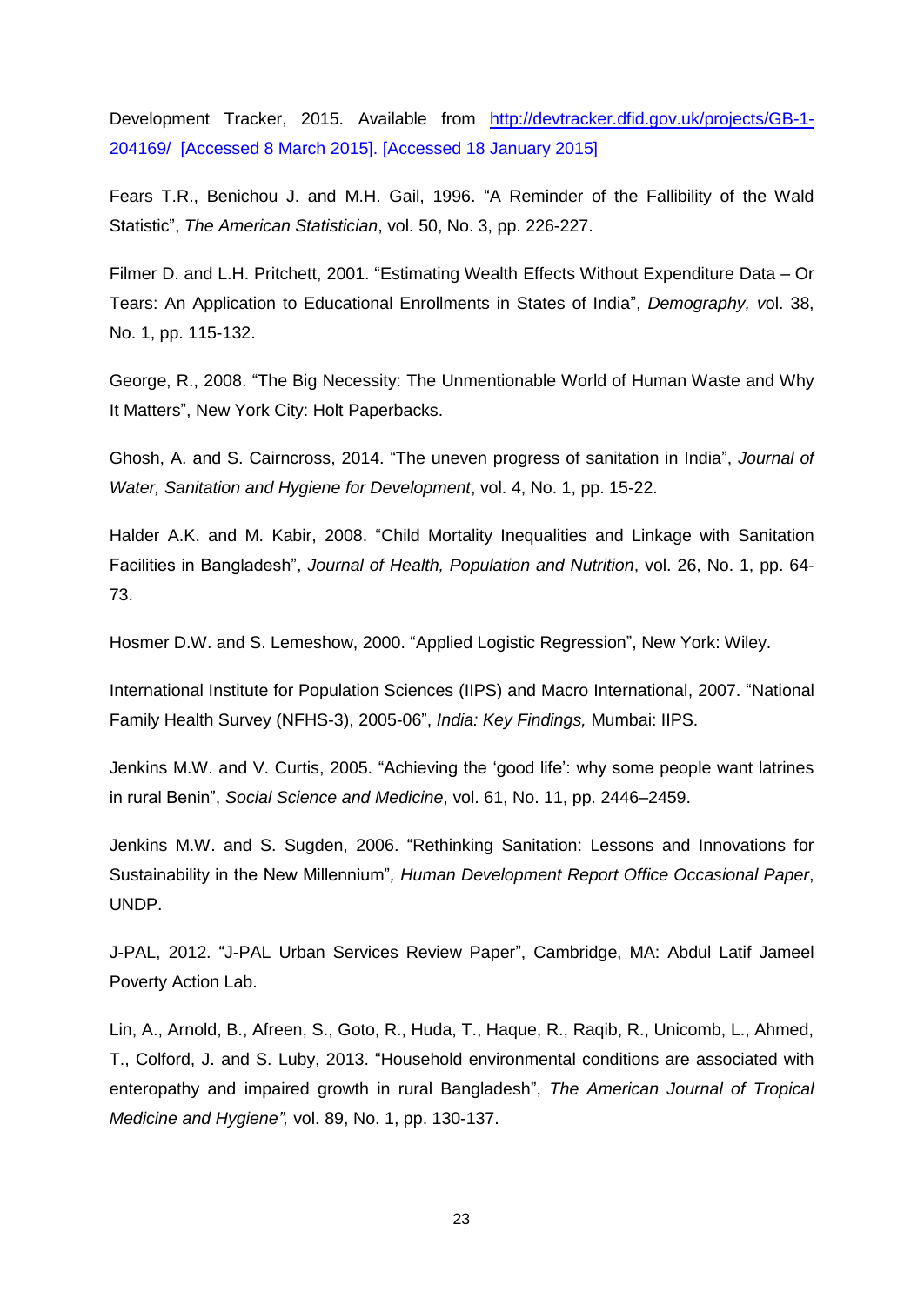Development Tracker, 2015. Available from [http://devtracker.dfid.gov.uk/projects/GB-1-204169/ [Accessed 8 March 2015]. [Accessed 18 January 2015]](http://devtracker.dfid.gov.uk/projects/GB-1-204169/)

Fears T.R., Benichou J. and M.H. Gail, 1996. "A Reminder of the Fallibility of the Wald Statistic", *The American Statistician*, vol. 50, No. 3, pp. 226-227.

Filmer D. and L.H. Pritchett, 2001. "Estimating Wealth Effects Without Expenditure Data – Or Tears: An Application to Educational Enrollments in States of India", *Demography, v*ol. 38, No. 1, pp. 115-132.

George, R., 2008. "The Big Necessity: The Unmentionable World of Human Waste and Why It Matters", New York City: Holt Paperbacks.

Ghosh, A. and S. Cairncross, 2014. "The uneven progress of sanitation in India", *Journal of Water, Sanitation and Hygiene for Development*, vol. 4, No. 1, pp. 15-22.

Halder A.K. and M. Kabir, 2008. "Child Mortality Inequalities and Linkage with Sanitation Facilities in Bangladesh", *Journal of Health, Population and Nutrition*, vol. 26, No. 1, pp. 64-73.

Hosmer D.W. and S. Lemeshow, 2000. "Applied Logistic Regression", New York: Wiley.

International Institute for Population Sciences (IIPS) and Macro International, 2007. "National Family Health Survey (NFHS-3), 2005-06", *India: Key Findings,* Mumbai: IIPS.

Jenkins M.W. and V. Curtis, 2005. "Achieving the 'good life': why some people want latrines in rural Benin", *Social Science and Medicine*, vol. 61, No. 11, pp. 2446–2459.

Jenkins M.W. and S. Sugden, 2006. "Rethinking Sanitation: Lessons and Innovations for Sustainability in the New Millennium"*, Human Development Report Office Occasional Paper*, UNDP.

J-PAL, 2012. "J-PAL Urban Services Review Paper", Cambridge, MA: Abdul Latif Jameel Poverty Action Lab.

Lin, A., Arnold, B., Afreen, S., Goto, R., Huda, T., Haque, R., Raqib, R., Unicomb, L., Ahmed, T., Colford, J. and S. Luby, 2013. "Household environmental conditions are associated with enteropathy and impaired growth in rural Bangladesh", *The American Journal of Tropical Medicine and Hygiene",* vol. 89, No. 1, pp. 130-137.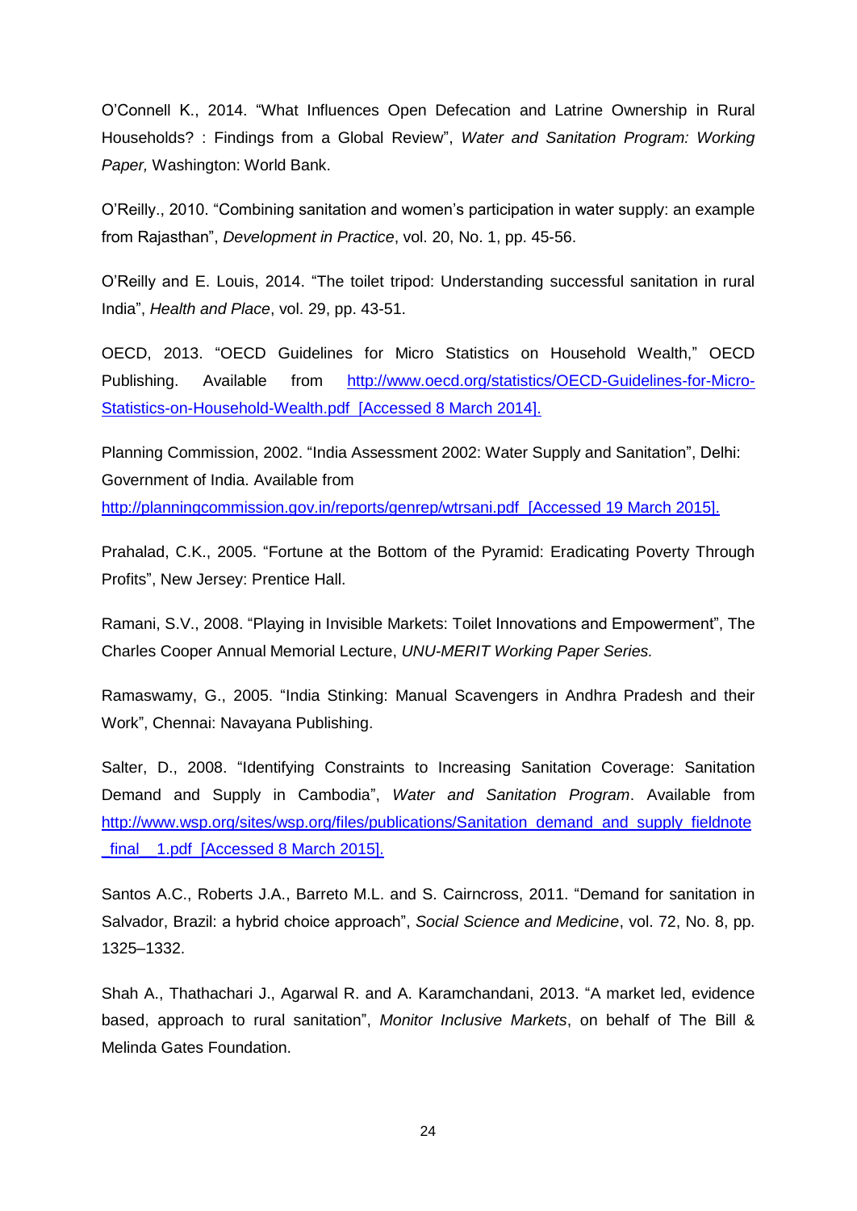O'Connell K., 2014. "What Influences Open Defecation and Latrine Ownership in Rural Households? : Findings from a Global Review", *Water and Sanitation Program: Working Paper,* Washington: World Bank.

O'Reilly., 2010. "Combining sanitation and women's participation in water supply: an example from Rajasthan", *Development in Practice*, vol. 20, No. 1, pp. 45-56.

O'Reilly and E. Louis, 2014. "The toilet tripod: Understanding successful sanitation in rural India", *Health and Place*, vol. 29, pp. 43-51.

OECD, 2013. "OECD Guidelines for Micro Statistics on Household Wealth," OECD Publishing. Available from http://www.oecd.org/statistics/OECD-Guidelines-for-Micro-Statistics-on-Household-Wealth.pdf [Accessed 8 March 2014].

Planning Commission, 2002. "India Assessment 2002: Water Supply and Sanitation", Delhi: Government of India. Available from http://planningcommission.gov.in/reports/genrep/wtrsani.pdf [Accessed 19 March 2015].

Prahalad, C.K., 2005. "Fortune at the Bottom of the Pyramid: Eradicating Poverty Through Profits", New Jersey: Prentice Hall.

Ramani, S.V., 2008. "Playing in Invisible Markets: Toilet Innovations and Empowerment", The Charles Cooper Annual Memorial Lecture, *UNU-MERIT Working Paper Series.*

Ramaswamy, G., 2005. "India Stinking: Manual Scavengers in Andhra Pradesh and their Work", Chennai: Navayana Publishing.

Salter, D., 2008. "Identifying Constraints to Increasing Sanitation Coverage: Sanitation Demand and Supply in Cambodia", *Water and Sanitation Program*. Available from http://www.wsp.org/sites/wsp.org/files/publications/Sanitation_demand_and_supply_fieldnote_final__1.pdf [Accessed 8 March 2015].

Santos A.C., Roberts J.A., Barreto M.L. and S. Cairncross, 2011. "Demand for sanitation in Salvador, Brazil: a hybrid choice approach", *Social Science and Medicine*, vol. 72, No. 8, pp. 1325–1332.

Shah A., Thathachari J., Agarwal R. and A. Karamchandani, 2013. "A market led, evidence based, approach to rural sanitation", *Monitor Inclusive Markets*, on behalf of The Bill & Melinda Gates Foundation.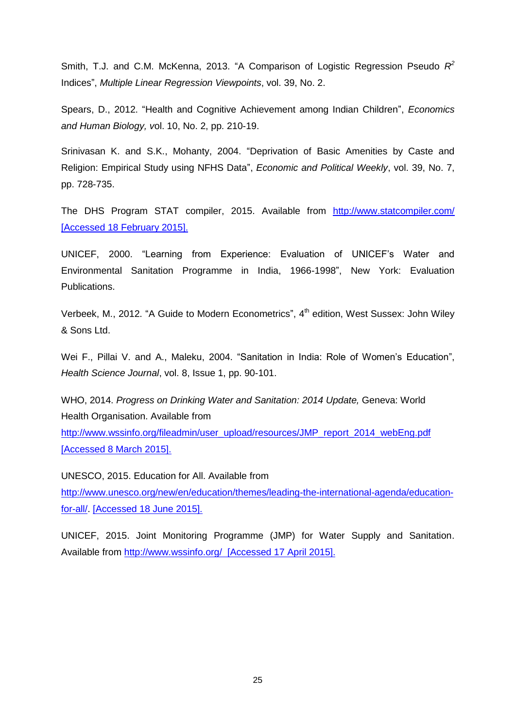Smith, T.J. and C.M. McKenna, 2013. "A Comparison of Logistic Regression Pseudo $R^2$ Indices", *Multiple Linear Regression Viewpoints*, vol. 39, No. 2.

Spears, D., 2012. "Health and Cognitive Achievement among Indian Children", *Economics and Human Biology, v*ol. 10, No. 2, pp. 210-19.

Srinivasan K. and S.K., Mohanty, 2004. "Deprivation of Basic Amenities by Caste and Religion: Empirical Study using NFHS Data", *Economic and Political Weekly*, vol. 39, No. 7, pp. 728-735.

The DHS Program STAT compiler, 2015. Available from http://www.statcompiler.com/ [Accessed 18 February 2015].

UNICEF, 2000. "Learning from Experience: Evaluation of UNICEF's Water and Environmental Sanitation Programme in India, 1966-1998", New York: Evaluation Publications.

Verbeek, M., 2012. "A Guide to Modern Econometrics", 4th edition, West Sussex: John Wiley & Sons Ltd.

Wei F., Pillai V. and A., Maleku, 2004. "Sanitation in India: Role of Women's Education", *Health Science Journal*, vol. 8, Issue 1, pp. 90-101.

WHO, 2014. *Progress on Drinking Water and Sanitation: 2014 Update,* Geneva: World Health Organisation. Available from http://www.wssinfo.org/fileadmin/user_upload/resources/JMP_report_2014_webEng.pdf [Accessed 8 March 2015].

UNESCO, 2015. Education for All. Available from http://www.unesco.org/new/en/education/themes/leading-the-international-agenda/education-for-all/. [Accessed 18 June 2015].

UNICEF, 2015. Joint Monitoring Programme (JMP) for Water Supply and Sanitation. Available from http://www.wssinfo.org/ [Accessed 17 April 2015].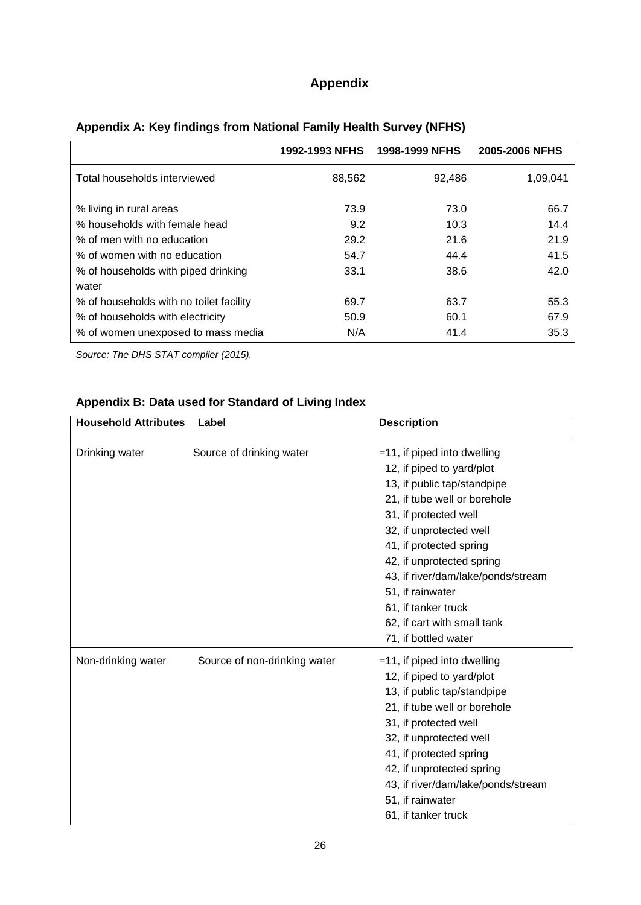# Appendix

## Appendix A: Key findings from National Family Health Survey (NFHS)

| | 1992-1993 NFHS | 1998-1999 NFHS | 2005-2006 NFHS |
|---|---|---|---|
| Total households interviewed | 88,562 | 92,486 | 1,09,041 |
| % living in rural areas | 73.9 | 73.0 | 66.7 |
| % households with female head | 9.2 | 10.3 | 14.4 |
| % of men with no education | 29.2 | 21.6 | 21.9 |
| % of women with no education | 54.7 | 44.4 | 41.5 |
| % of households with piped drinking water | 33.1 | 38.6 | 42.0 |
| % of households with no toilet facility | 69.7 | 63.7 | 55.3 |
| % of households with electricity | 50.9 | 60.1 | 67.9 |
| % of women unexposed to mass media | N/A | 41.4 | 35.3 |

*Source: The DHS STAT compiler (2015).*

## Appendix B: Data used for Standard of Living Index

| Household Attributes | Label | Description |
|---|---|---|
| Drinking water | Source of drinking water | =11, if piped into dwelling<br>12, if piped to yard/plot<br>13, if public tap/standpipe<br>21, if tube well or borehole<br>31, if protected well<br>32, if unprotected well<br>41, if protected spring<br>42, if unprotected spring<br>43, if river/dam/lake/ponds/stream<br>51, if rainwater<br>61, if tanker truck<br>62, if cart with small tank<br>71, if bottled water |
| Non-drinking water | Source of non-drinking water | =11, if piped into dwelling<br>12, if piped to yard/plot<br>13, if public tap/standpipe<br>21, if tube well or borehole<br>31, if protected well<br>32, if unprotected well<br>41, if protected spring<br>42, if unprotected spring<br>43, if river/dam/lake/ponds/stream<br>51, if rainwater<br>61, if tanker truck |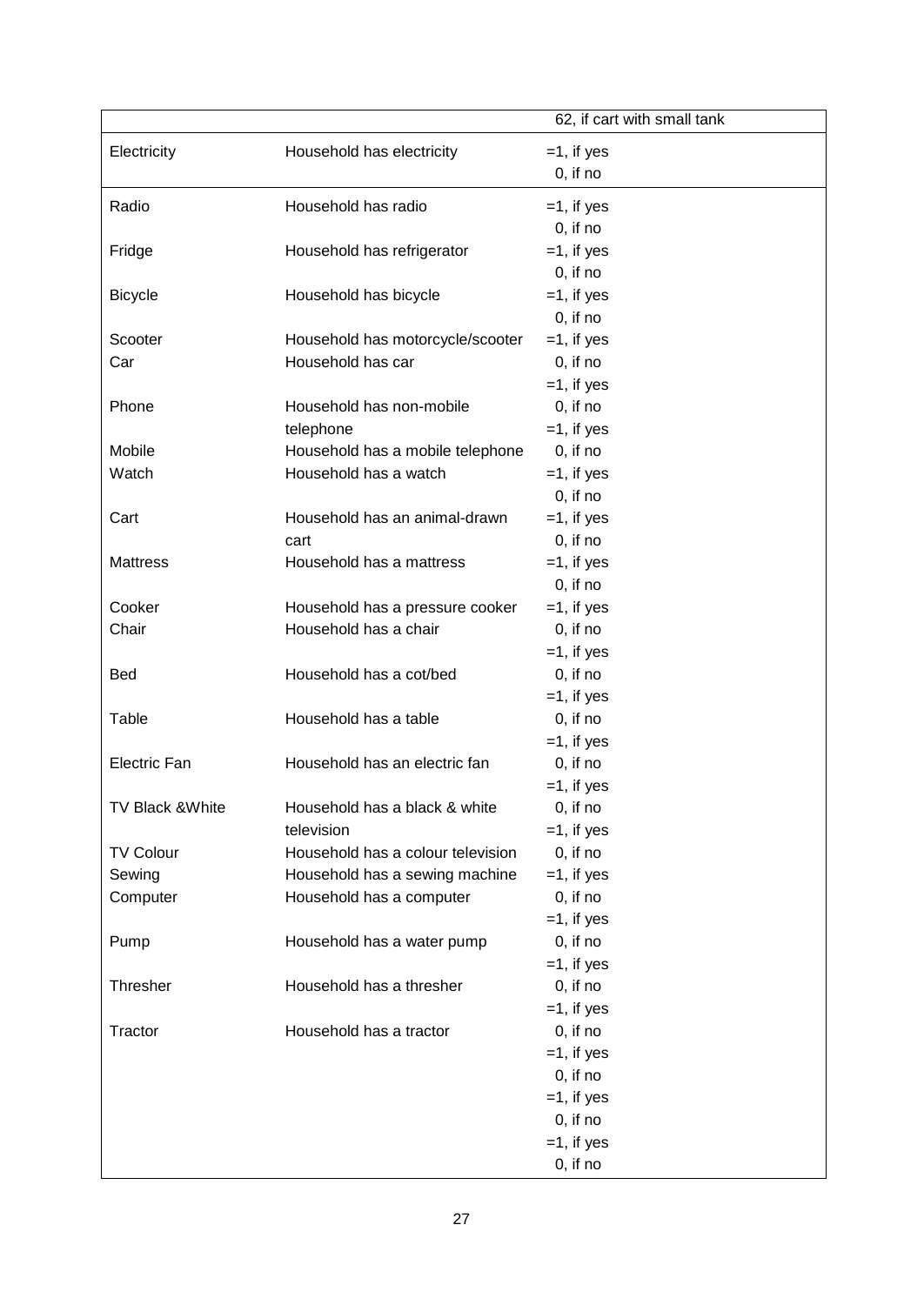| | | |
|---|---|---|
| | | 62, if cart with small tank |
| Electricity | Household has electricity | =1, if yes<br>0, if no |
| Radio | Household has radio | =1, if yes<br>0, if no |
| Fridge | Household has refrigerator | =1, if yes<br>0, if no |
| Bicycle | Household has bicycle | =1, if yes<br>0, if no |
| Scooter | Household has motorcycle/scooter | =1, if yes<br>0, if no |
| Car | Household has car | =1, if yes<br>0, if no |
| Phone | Household has non-mobile telephone | =1, if yes<br>0, if no |
| Mobile | Household has a mobile telephone | =1, if yes<br>0, if no |
| Watch | Household has a watch | =1, if yes<br>0, if no |
| Cart | Household has an animal-drawn cart | =1, if yes<br>0, if no |
| Mattress | Household has a mattress | =1, if yes<br>0, if no |
| Cooker | Household has a pressure cooker | =1, if yes<br>0, if no |
| Chair | Household has a chair | =1, if yes<br>0, if no |
| Bed | Household has a cot/bed | =1, if yes<br>0, if no |
| Table | Household has a table | =1, if yes<br>0, if no |
| Electric Fan | Household has an electric fan | =1, if yes<br>0, if no |
| TV Black &White | Household has a black & white television | =1, if yes<br>0, if no |
| TV Colour | Household has a colour television | =1, if yes<br>0, if no |
| Sewing | Household has a sewing machine | =1, if yes<br>0, if no |
| Computer | Household has a computer | =1, if yes<br>0, if no |
| Pump | Household has a water pump | =1, if yes<br>0, if no |
| Thresher | Household has a thresher | =1, if yes<br>0, if no |
| Tractor | Household has a tractor | =1, if yes<br>0, if no |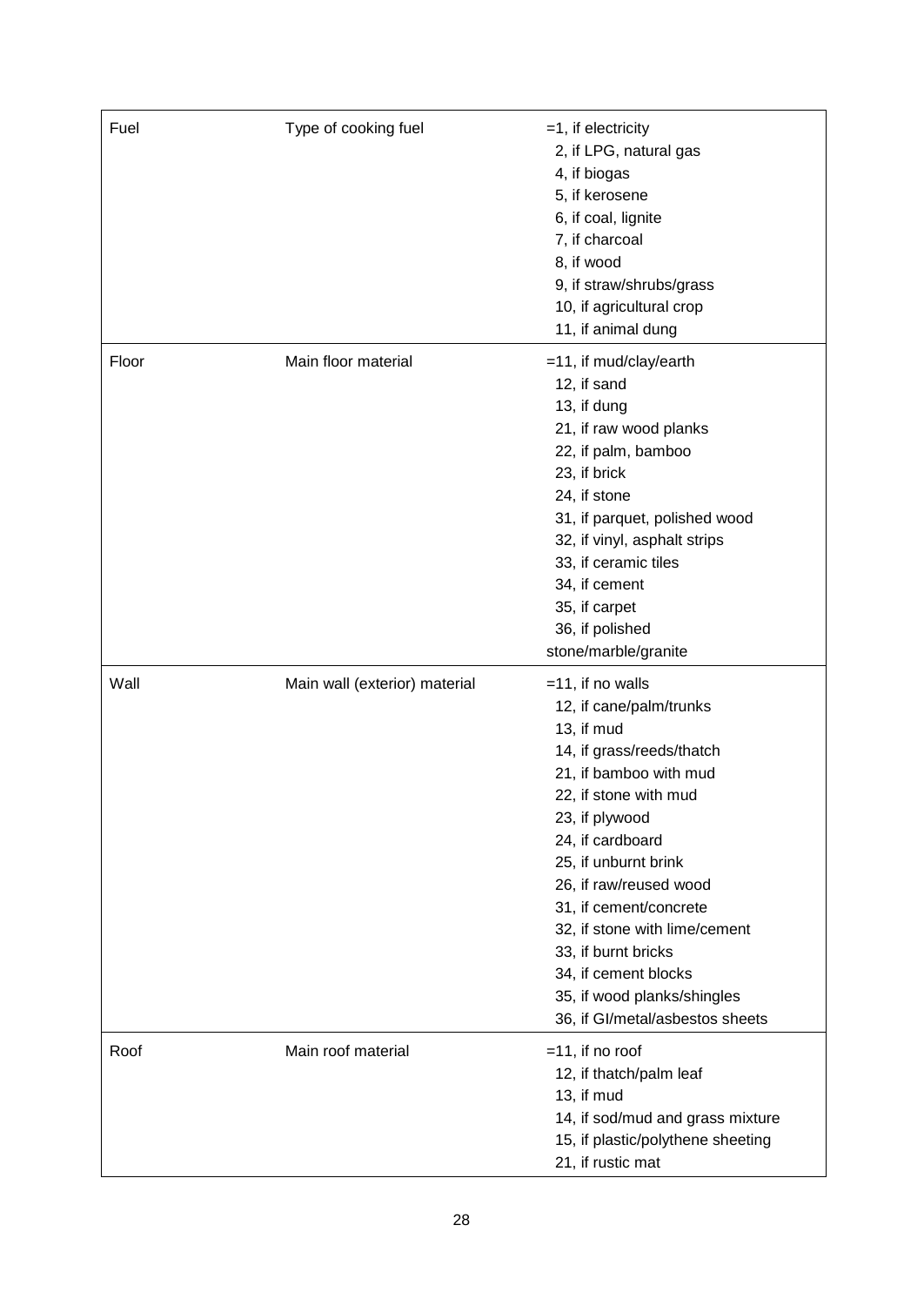| | | |
|---|---|---|
| Fuel | Type of cooking fuel | =1, if electricity<br>2, if LPG, natural gas<br>4, if biogas<br>5, if kerosene<br>6, if coal, lignite<br>7, if charcoal<br>8, if wood<br>9, if straw/shrubs/grass<br>10, if agricultural crop<br>11, if animal dung |
| Floor | Main floor material | =11, if mud/clay/earth<br>12, if sand<br>13, if dung<br>21, if raw wood planks<br>22, if palm, bamboo<br>23, if brick<br>24, if stone<br>31, if parquet, polished wood<br>32, if vinyl, asphalt strips<br>33, if ceramic tiles<br>34, if cement<br>35, if carpet<br>36, if polished stone/marble/granite |
| Wall | Main wall (exterior) material | =11, if no walls<br>12, if cane/palm/trunks<br>13, if mud<br>14, if grass/reeds/thatch<br>21, if bamboo with mud<br>22, if stone with mud<br>23, if plywood<br>24, if cardboard<br>25, if unburnt brink<br>26, if raw/reused wood<br>31, if cement/concrete<br>32, if stone with lime/cement<br>33, if burnt bricks<br>34, if cement blocks<br>35, if wood planks/shingles<br>36, if GI/metal/asbestos sheets |
| Roof | Main roof material | =11, if no roof<br>12, if thatch/palm leaf<br>13, if mud<br>14, if sod/mud and grass mixture<br>15, if plastic/polythene sheeting<br>21, if rustic mat |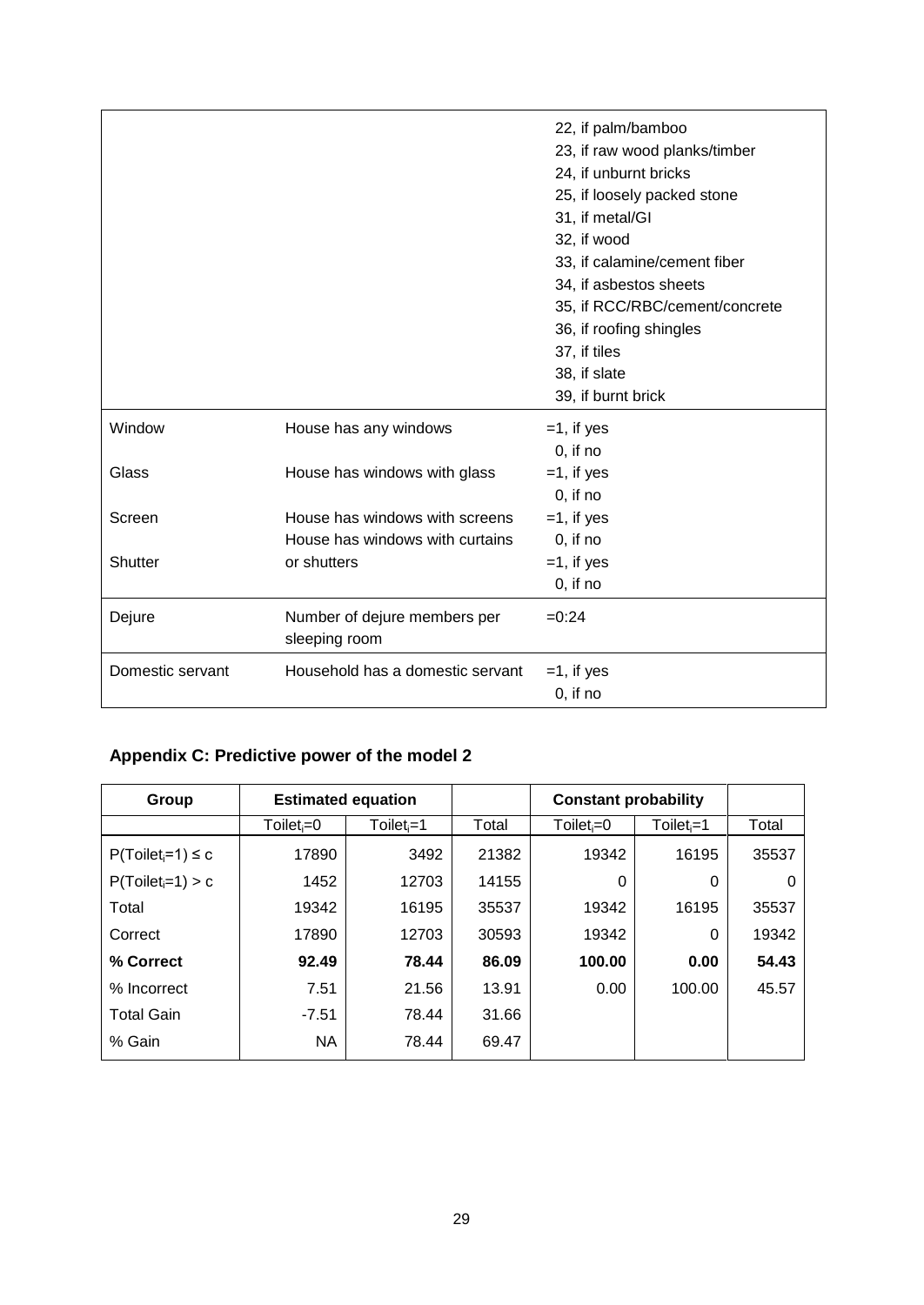| | | |
|---|---|---|
| | | 22, if palm/bamboo<br>23, if raw wood planks/timber<br>24, if unburnt bricks<br>25, if loosely packed stone<br>31, if metal/GI<br>32, if wood<br>33, if calamine/cement fiber<br>34, if asbestos sheets<br>35, if RCC/RBC/cement/concrete<br>36, if roofing shingles<br>37, if tiles<br>38, if slate<br>39, if burnt brick |
| Window | House has any windows | =1, if yes<br>0, if no |
| Glass | House has windows with glass | =1, if yes<br>0, if no |
| Screen | House has windows with screens | =1, if yes<br>0, if no |
| Shutter | House has windows with curtains or shutters | =1, if yes<br>0, if no |
| Dejure | Number of dejure members per sleeping room | =0:24 |
| Domestic servant | Household has a domestic servant | =1, if yes<br>0, if no |

## Appendix C: Predictive power of the model 2

| Group | Estimated equation | | | Constant probability | | |
|---|---|---|---|---|---|---|
| | $Toilet_i$=0 | $Toilet_i$=1 | Total | $Toilet_i$=0 | $Toilet_i$=1 | Total |
| $P(Toilet_i=1) \leq c$ | 17890 | 3492 | 21382 | 19342 | 16195 | 35537 |
| $P(Toilet_i=1) > c$ | 1452 | 12703 | 14155 | 0 | 0 | 0 |
| Total | 19342 | 16195 | 35537 | 19342 | 16195 | 35537 |
| Correct | 17890 | 12703 | 30593 | 19342 | 0 | 19342 |
| **% Correct** | **92.49** | **78.44** | **86.09** | **100.00** | **0.00** | **54.43** |
| % Incorrect | 7.51 | 21.56 | 13.91 | 0.00 | 100.00 | 45.57 |
| Total Gain | -7.51 | 78.44 | 31.66 | | | |
| % Gain | NA | 78.44 | 69.47 | | | |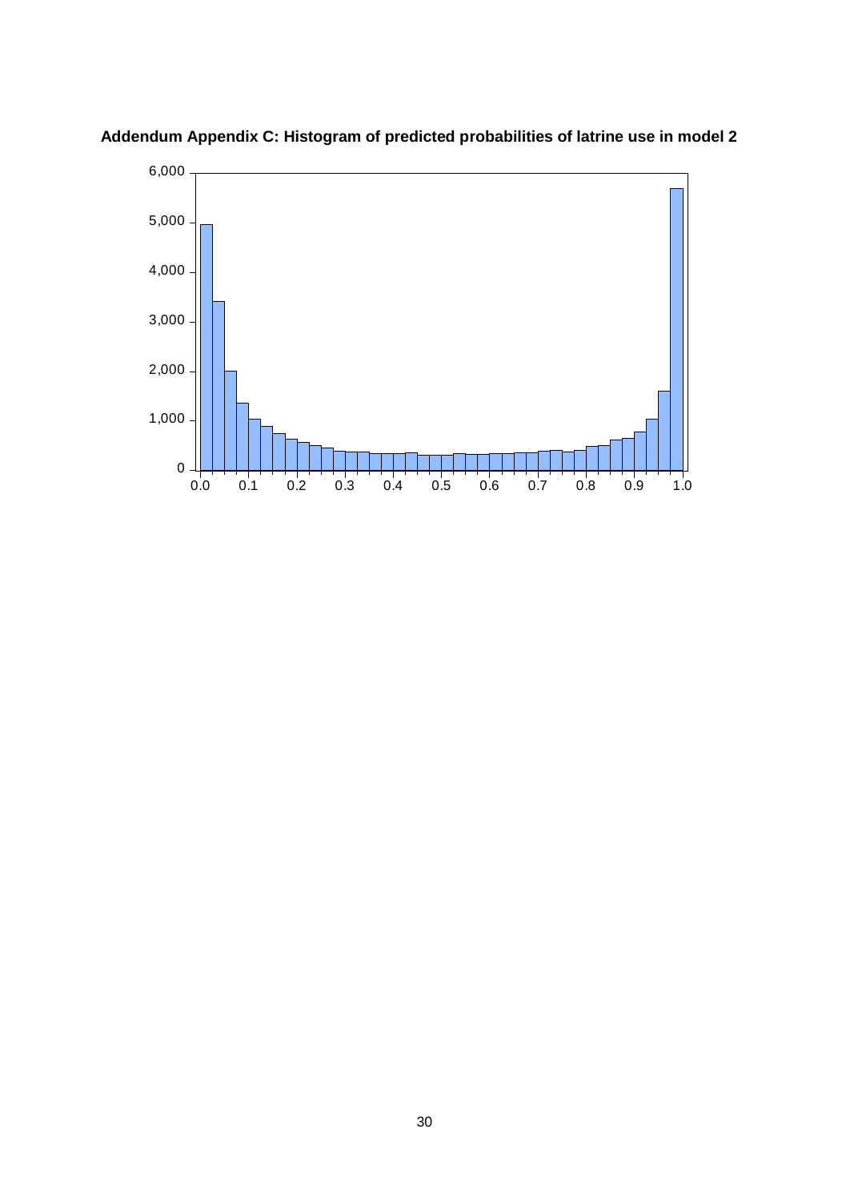**Addendum Appendix C: Histogram of predicted probabilities of latrine use in model 2**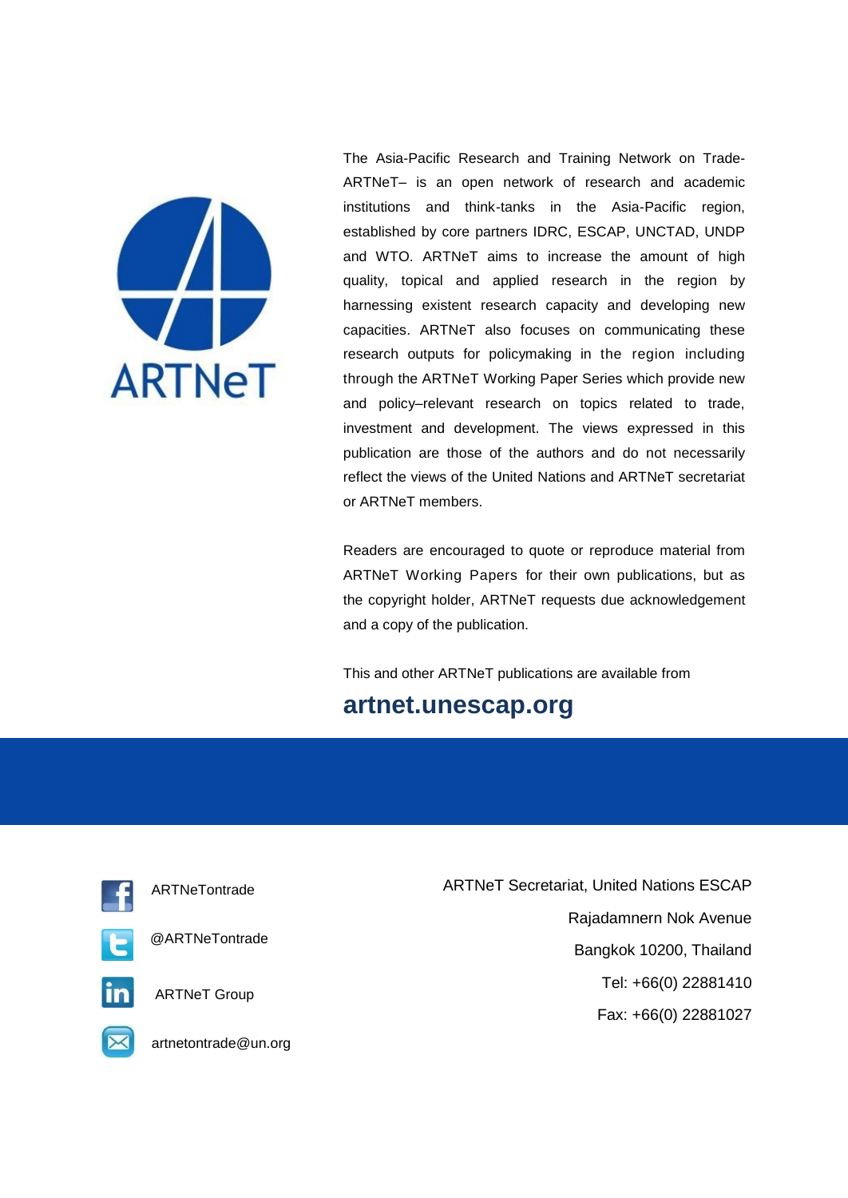ARTNeT

The Asia-Pacific Research and Training Network on Trade-ARTNeT– is an open network of research and academic institutions and think-tanks in the Asia-Pacific region, established by core partners IDRC, ESCAP, UNCTAD, UNDP and WTO. ARTNeT aims to increase the amount of high quality, topical and applied research in the region by harnessing existent research capacity and developing new capacities. ARTNeT also focuses on communicating these research outputs for policymaking in the region including through the ARTNeT Working Paper Series which provide new and policy–relevant research on topics related to trade, investment and development. The views expressed in this publication are those of the authors and do not necessarily reflect the views of the United Nations and ARTNeT secretariat or ARTNeT members.

Readers are encouraged to quote or reproduce material from ARTNeT Working Papers for their own publications, but as the copyright holder, ARTNeT requests due acknowledgement and a copy of the publication.

This and other ARTNeT publications are available from

**artnet.unescap.org**

ARTNeTontrade

@ARTNeTontrade

ARTNeT Group

artnetontrade@un.org

ARTNeT Secretariat, United Nations ESCAP
Rajadamnern Nok Avenue
Bangkok 10200, Thailand
Tel: +66(0) 22881410
Fax: +66(0) 22881027